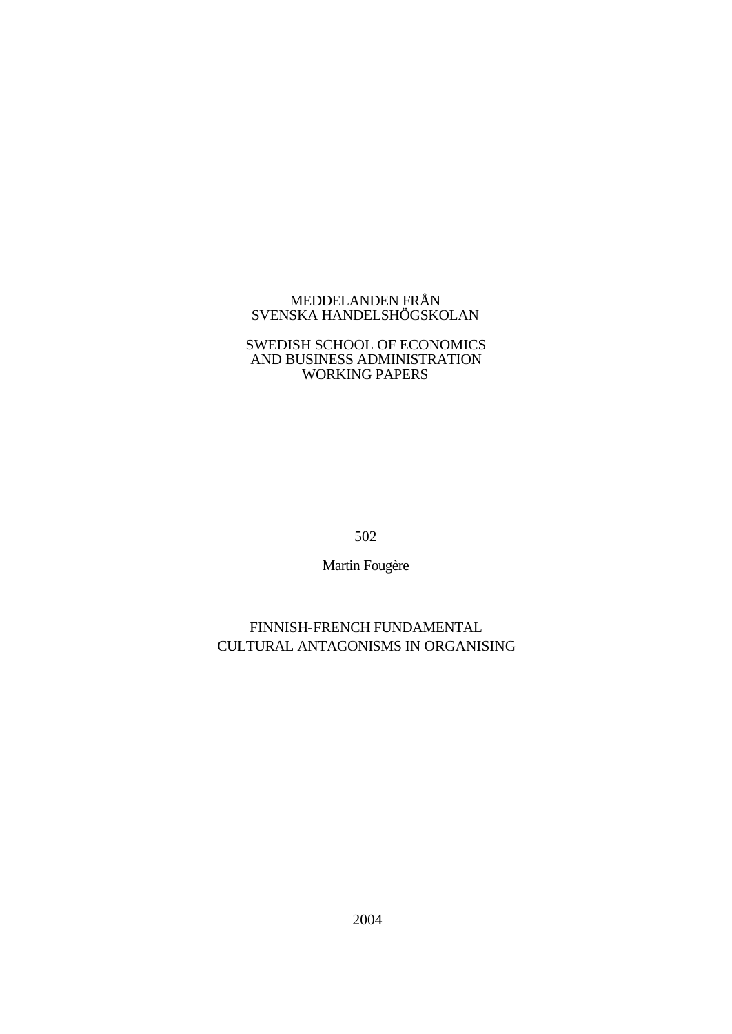MEDDELANDEN FRÅN
SVENSKA HANDELSHÖGSKOLAN

SWEDISH SCHOOL OF ECONOMICS
AND BUSINESS ADMINISTRATION
WORKING PAPERS

502

Martin Fougère

# FINNISH-FRENCH FUNDAMENTAL CULTURAL ANTAGONISMS IN ORGANISING

2004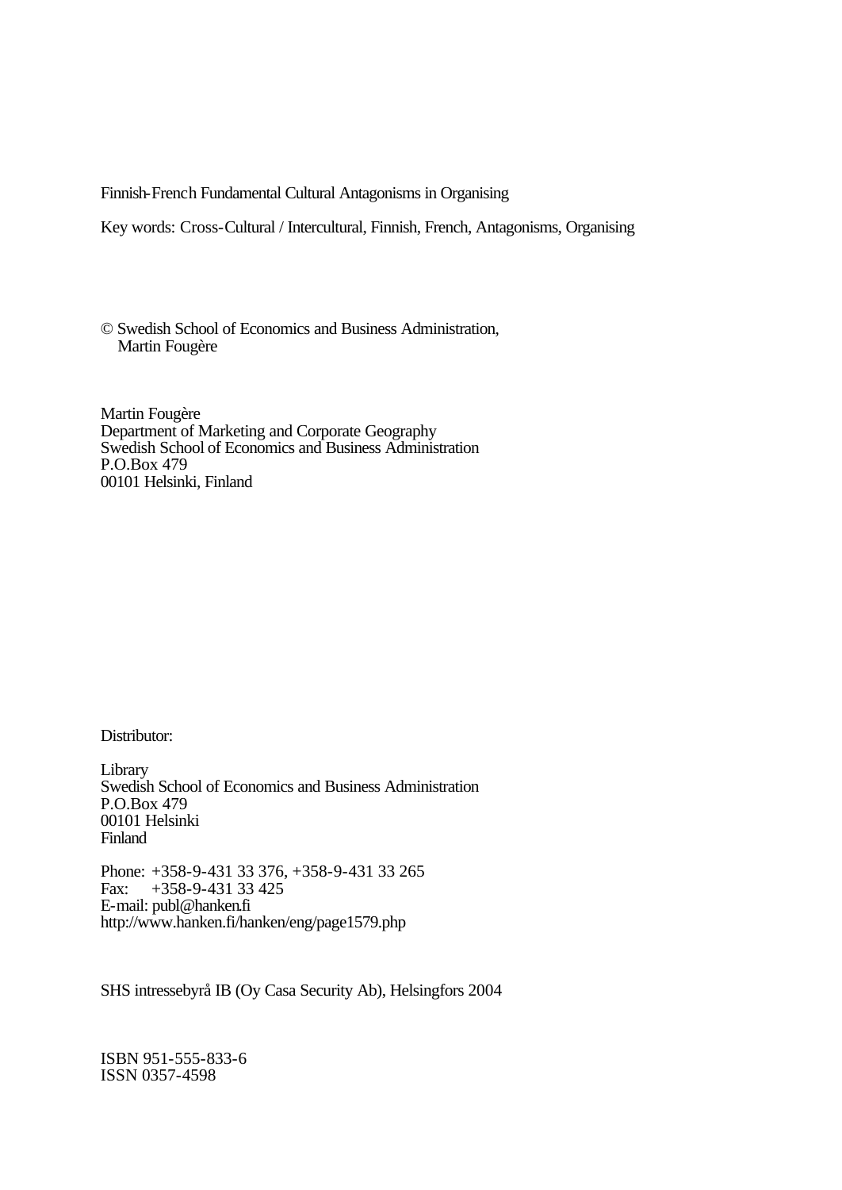Finnish-French Fundamental Cultural Antagonisms in Organising

Key words: Cross-Cultural / Intercultural, Finnish, French, Antagonisms, Organising

© Swedish School of Economics and Business Administration,
Martin Fougère

Martin Fougère
Department of Marketing and Corporate Geography
Swedish School of Economics and Business Administration
P.O.Box 479
00101 Helsinki, Finland

Distributor:

Library
Swedish School of Economics and Business Administration
P.O.Box 479
00101 Helsinki
Finland

Phone: +358-9-431 33 376, +358-9-431 33 265
Fax: +358-9-431 33 425
E-mail: publ@hanken.fi
http://www.hanken.fi/hanken/eng/page1579.php

SHS intressebyrå IB (Oy Casa Security Ab), Helsingfors 2004

ISBN 951-555-833-6
ISSN 0357-4598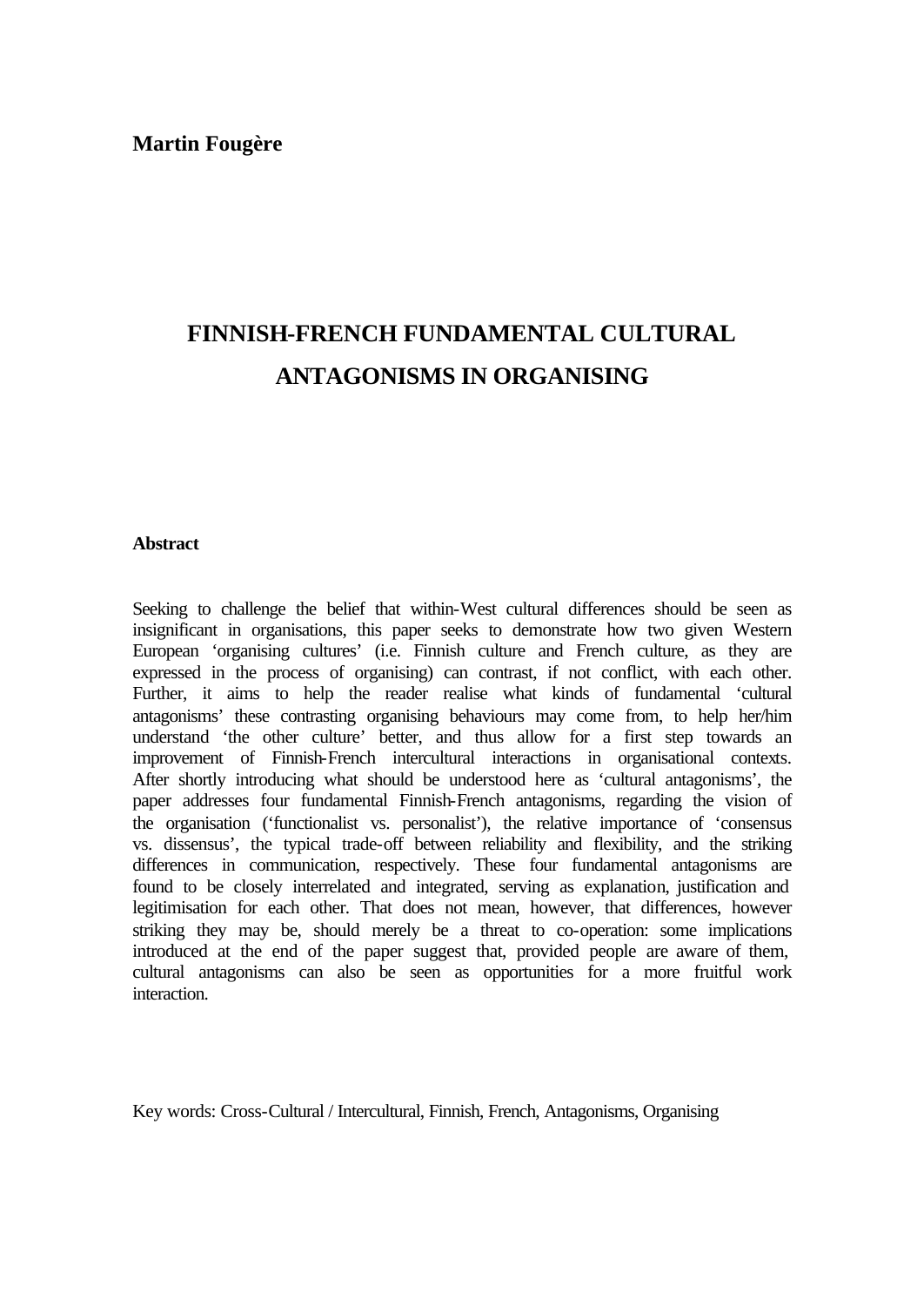**Martin Fougère**

# FINNISH-FRENCH FUNDAMENTAL CULTURAL ANTAGONISMS IN ORGANISING

**Abstract**

Seeking to challenge the belief that within-West cultural differences should be seen as insignificant in organisations, this paper seeks to demonstrate how two given Western European 'organising cultures' (i.e. Finnish culture and French culture, as they are expressed in the process of organising) can contrast, if not conflict, with each other. Further, it aims to help the reader realise what kinds of fundamental 'cultural antagonisms' these contrasting organising behaviours may come from, to help her/him understand 'the other culture' better, and thus allow for a first step towards an improvement of Finnish-French intercultural interactions in organisational contexts. After shortly introducing what should be understood here as 'cultural antagonisms', the paper addresses four fundamental Finnish-French antagonisms, regarding the vision of the organisation ('functionalist vs. personalist'), the relative importance of 'consensus vs. dissensus', the typical trade-off between reliability and flexibility, and the striking differences in communication, respectively. These four fundamental antagonisms are found to be closely interrelated and integrated, serving as explanation, justification and legitimisation for each other. That does not mean, however, that differences, however striking they may be, should merely be a threat to co-operation: some implications introduced at the end of the paper suggest that, provided people are aware of them, cultural antagonisms can also be seen as opportunities for a more fruitful work interaction.

Key words: Cross-Cultural / Intercultural, Finnish, French, Antagonisms, Organising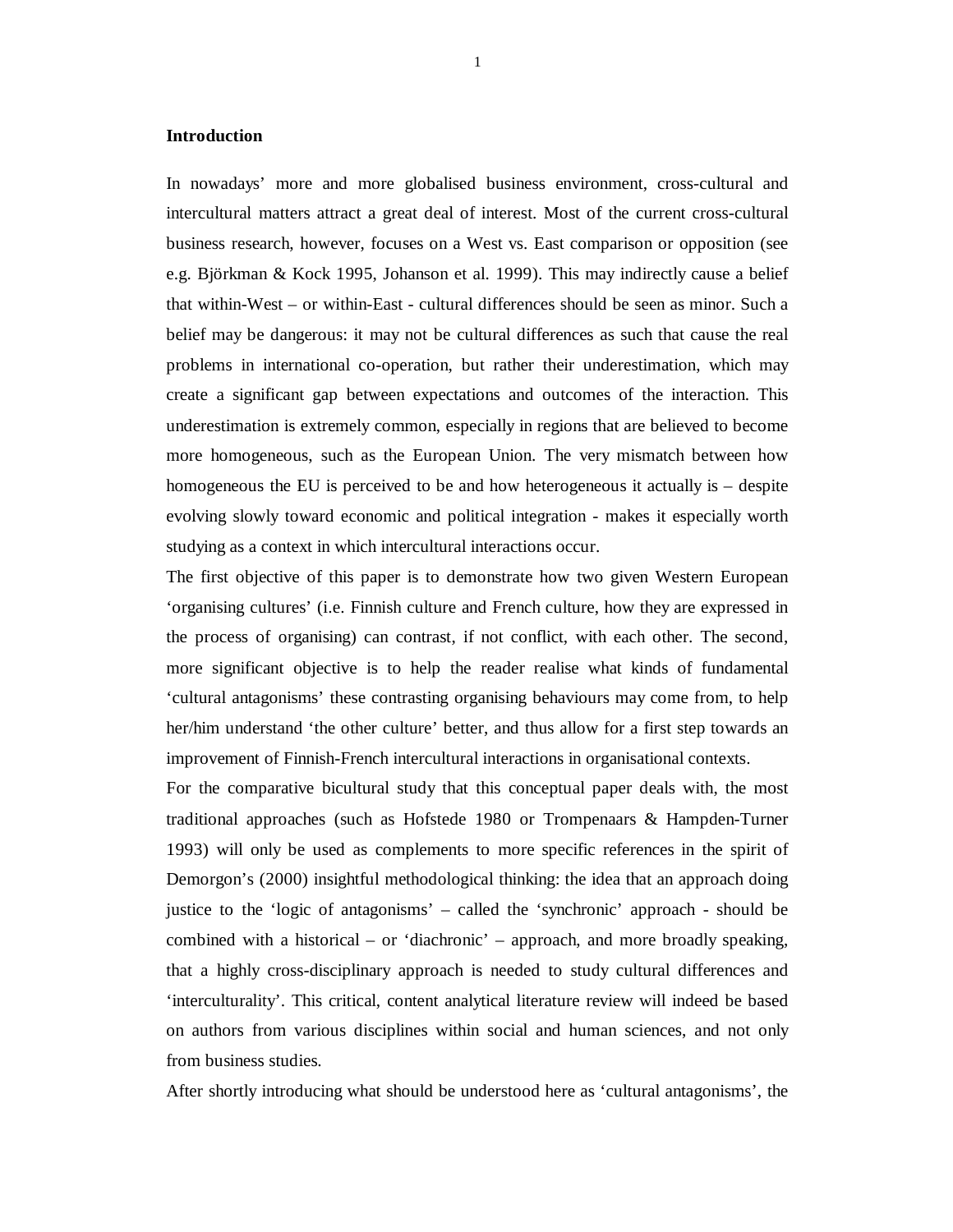## Introduction

In nowadays' more and more globalised business environment, cross-cultural and intercultural matters attract a great deal of interest. Most of the current cross-cultural business research, however, focuses on a West vs. East comparison or opposition (see e.g. Björkman & Kock 1995, Johanson et al. 1999). This may indirectly cause a belief that within-West – or within-East - cultural differences should be seen as minor. Such a belief may be dangerous: it may not be cultural differences as such that cause the real problems in international co-operation, but rather their underestimation, which may create a significant gap between expectations and outcomes of the interaction. This underestimation is extremely common, especially in regions that are believed to become more homogeneous, such as the European Union. The very mismatch between how homogeneous the EU is perceived to be and how heterogeneous it actually is – despite evolving slowly toward economic and political integration - makes it especially worth studying as a context in which intercultural interactions occur.

The first objective of this paper is to demonstrate how two given Western European 'organising cultures' (i.e. Finnish culture and French culture, how they are expressed in the process of organising) can contrast, if not conflict, with each other. The second, more significant objective is to help the reader realise what kinds of fundamental 'cultural antagonisms' these contrasting organising behaviours may come from, to help her/him understand 'the other culture' better, and thus allow for a first step towards an improvement of Finnish-French intercultural interactions in organisational contexts.

For the comparative bicultural study that this conceptual paper deals with, the most traditional approaches (such as Hofstede 1980 or Trompenaars & Hampden-Turner 1993) will only be used as complements to more specific references in the spirit of Demorgon's (2000) insightful methodological thinking: the idea that an approach doing justice to the 'logic of antagonisms' – called the 'synchronic' approach - should be combined with a historical – or 'diachronic' – approach, and more broadly speaking, that a highly cross-disciplinary approach is needed to study cultural differences and 'interculturality'. This critical, content analytical literature review will indeed be based on authors from various disciplines within social and human sciences, and not only from business studies.

After shortly introducing what should be understood here as 'cultural antagonisms', the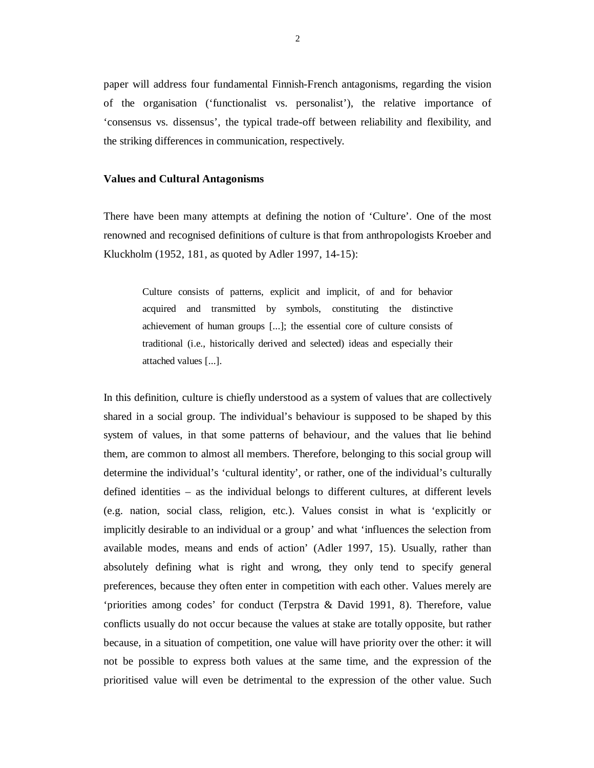paper will address four fundamental Finnish-French antagonisms, regarding the vision of the organisation (‘functionalist vs. personalist’), the relative importance of ‘consensus vs. dissensus’, the typical trade-off between reliability and flexibility, and the striking differences in communication, respectively.

**Values and Cultural Antagonisms**

There have been many attempts at defining the notion of ‘Culture’. One of the most renowned and recognised definitions of culture is that from anthropologists Kroeber and Kluckholm (1952, 181, as quoted by Adler 1997, 14-15):

> Culture consists of patterns, explicit and implicit, of and for behavior acquired and transmitted by symbols, constituting the distinctive achievement of human groups [...]; the essential core of culture consists of traditional (i.e., historically derived and selected) ideas and especially their attached values [...].

In this definition, culture is chiefly understood as a system of values that are collectively shared in a social group. The individual’s behaviour is supposed to be shaped by this system of values, in that some patterns of behaviour, and the values that lie behind them, are common to almost all members. Therefore, belonging to this social group will determine the individual’s ‘cultural identity’, or rather, one of the individual’s culturally defined identities – as the individual belongs to different cultures, at different levels (e.g. nation, social class, religion, etc.). Values consist in what is ‘explicitly or implicitly desirable to an individual or a group’ and what ‘influences the selection from available modes, means and ends of action’ (Adler 1997, 15). Usually, rather than absolutely defining what is right and wrong, they only tend to specify general preferences, because they often enter in competition with each other. Values merely are ‘priorities among codes’ for conduct (Terpstra & David 1991, 8). Therefore, value conflicts usually do not occur because the values at stake are totally opposite, but rather because, in a situation of competition, one value will have priority over the other: it will not be possible to express both values at the same time, and the expression of the prioritised value will even be detrimental to the expression of the other value. Such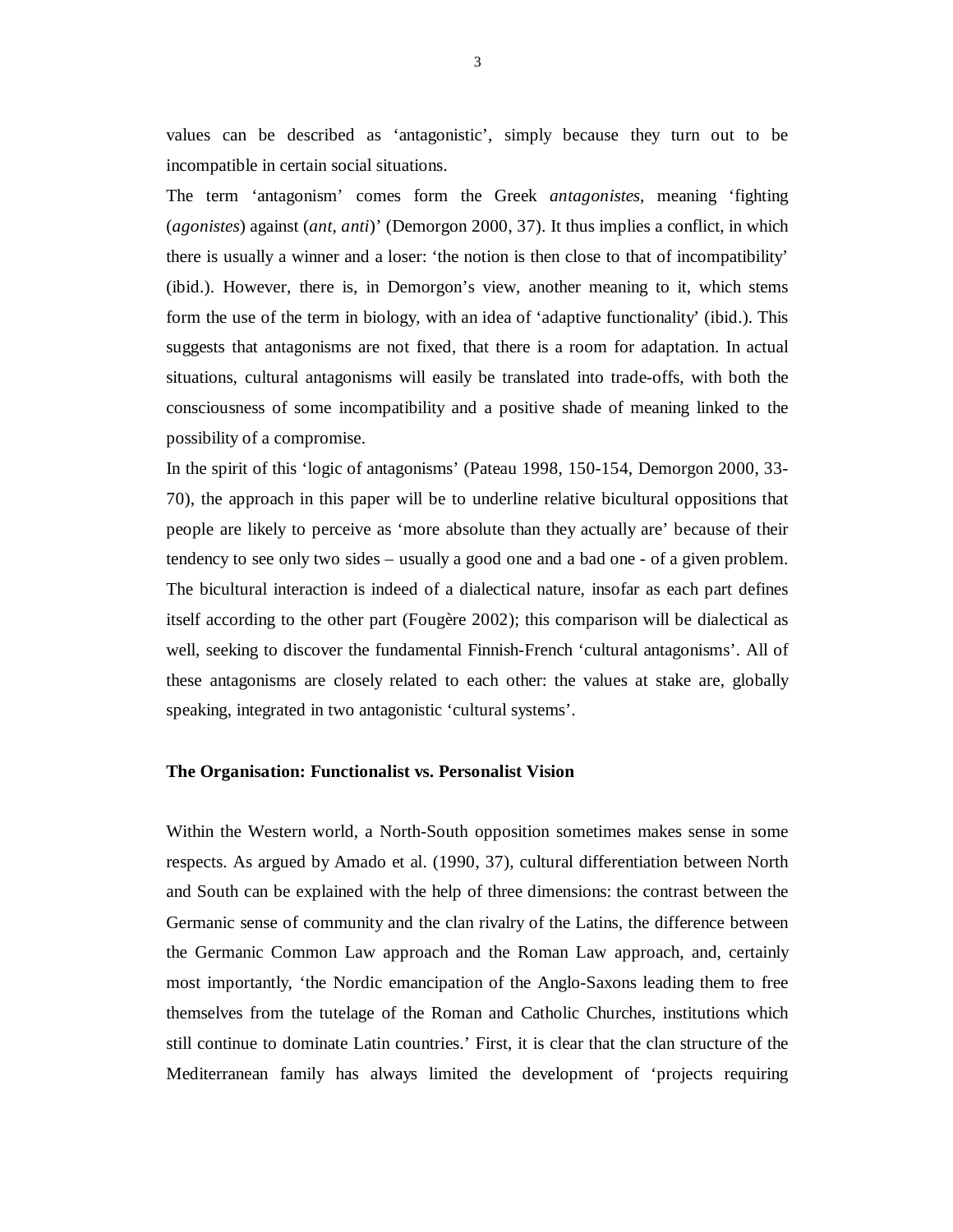values can be described as 'antagonistic', simply because they turn out to be incompatible in certain social situations.

The term 'antagonism' comes form the Greek *antagonistes*, meaning 'fighting (*agonistes*) against (*ant, anti*)' (Demorgon 2000, 37). It thus implies a conflict, in which there is usually a winner and a loser: 'the notion is then close to that of incompatibility' (ibid.). However, there is, in Demorgon's view, another meaning to it, which stems form the use of the term in biology, with an idea of 'adaptive functionality' (ibid.). This suggests that antagonisms are not fixed, that there is a room for adaptation. In actual situations, cultural antagonisms will easily be translated into trade-offs, with both the consciousness of some incompatibility and a positive shade of meaning linked to the possibility of a compromise.

In the spirit of this 'logic of antagonisms' (Pateau 1998, 150-154, Demorgon 2000, 33-70), the approach in this paper will be to underline relative bicultural oppositions that people are likely to perceive as 'more absolute than they actually are' because of their tendency to see only two sides – usually a good one and a bad one - of a given problem. The bicultural interaction is indeed of a dialectical nature, insofar as each part defines itself according to the other part (Fougère 2002); this comparison will be dialectical as well, seeking to discover the fundamental Finnish-French 'cultural antagonisms'. All of these antagonisms are closely related to each other: the values at stake are, globally speaking, integrated in two antagonistic 'cultural systems'.

## The Organisation: Functionalist vs. Personalist Vision

Within the Western world, a North-South opposition sometimes makes sense in some respects. As argued by Amado et al. (1990, 37), cultural differentiation between North and South can be explained with the help of three dimensions: the contrast between the Germanic sense of community and the clan rivalry of the Latins, the difference between the Germanic Common Law approach and the Roman Law approach, and, certainly most importantly, 'the Nordic emancipation of the Anglo-Saxons leading them to free themselves from the tutelage of the Roman and Catholic Churches, institutions which still continue to dominate Latin countries.' First, it is clear that the clan structure of the Mediterranean family has always limited the development of 'projects requiring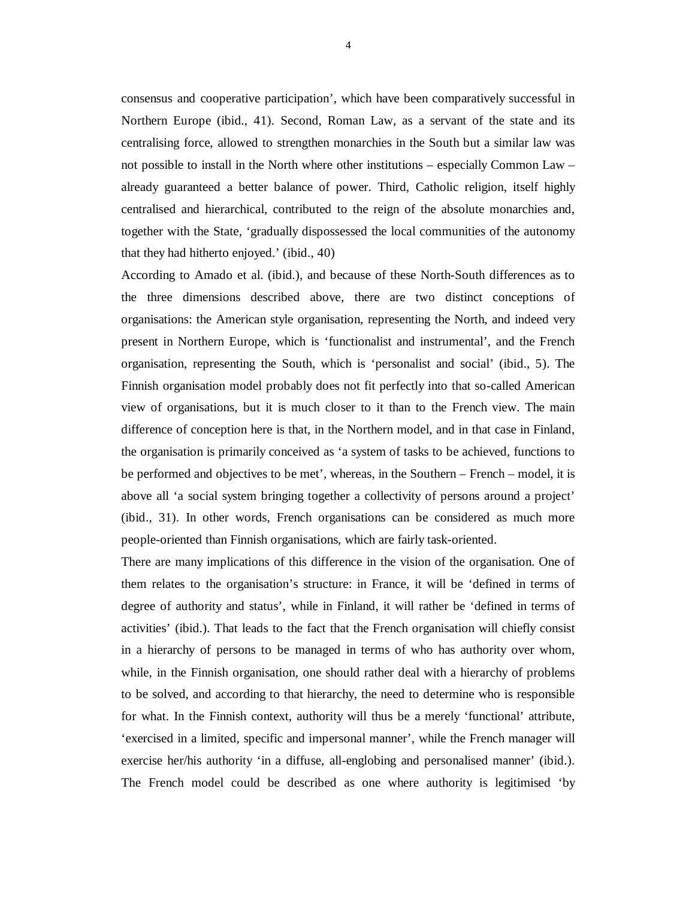consensus and cooperative participation', which have been comparatively successful in Northern Europe (ibid., 41). Second, Roman Law, as a servant of the state and its centralising force, allowed to strengthen monarchies in the South but a similar law was not possible to install in the North where other institutions – especially Common Law – already guaranteed a better balance of power. Third, Catholic religion, itself highly centralised and hierarchical, contributed to the reign of the absolute monarchies and, together with the State, 'gradually dispossessed the local communities of the autonomy that they had hitherto enjoyed.' (ibid., 40)

According to Amado et al. (ibid.), and because of these North-South differences as to the three dimensions described above, there are two distinct conceptions of organisations: the American style organisation, representing the North, and indeed very present in Northern Europe, which is 'functionalist and instrumental', and the French organisation, representing the South, which is 'personalist and social' (ibid., 5). The Finnish organisation model probably does not fit perfectly into that so-called American view of organisations, but it is much closer to it than to the French view. The main difference of conception here is that, in the Northern model, and in that case in Finland, the organisation is primarily conceived as 'a system of tasks to be achieved, functions to be performed and objectives to be met', whereas, in the Southern – French – model, it is above all 'a social system bringing together a collectivity of persons around a project' (ibid., 31). In other words, French organisations can be considered as much more people-oriented than Finnish organisations, which are fairly task-oriented.

There are many implications of this difference in the vision of the organisation. One of them relates to the organisation's structure: in France, it will be 'defined in terms of degree of authority and status', while in Finland, it will rather be 'defined in terms of activities' (ibid.). That leads to the fact that the French organisation will chiefly consist in a hierarchy of persons to be managed in terms of who has authority over whom, while, in the Finnish organisation, one should rather deal with a hierarchy of problems to be solved, and according to that hierarchy, the need to determine who is responsible for what. In the Finnish context, authority will thus be a merely 'functional' attribute, 'exercised in a limited, specific and impersonal manner', while the French manager will exercise her/his authority 'in a diffuse, all-englobing and personalised manner' (ibid.). The French model could be described as one where authority is legitimised 'by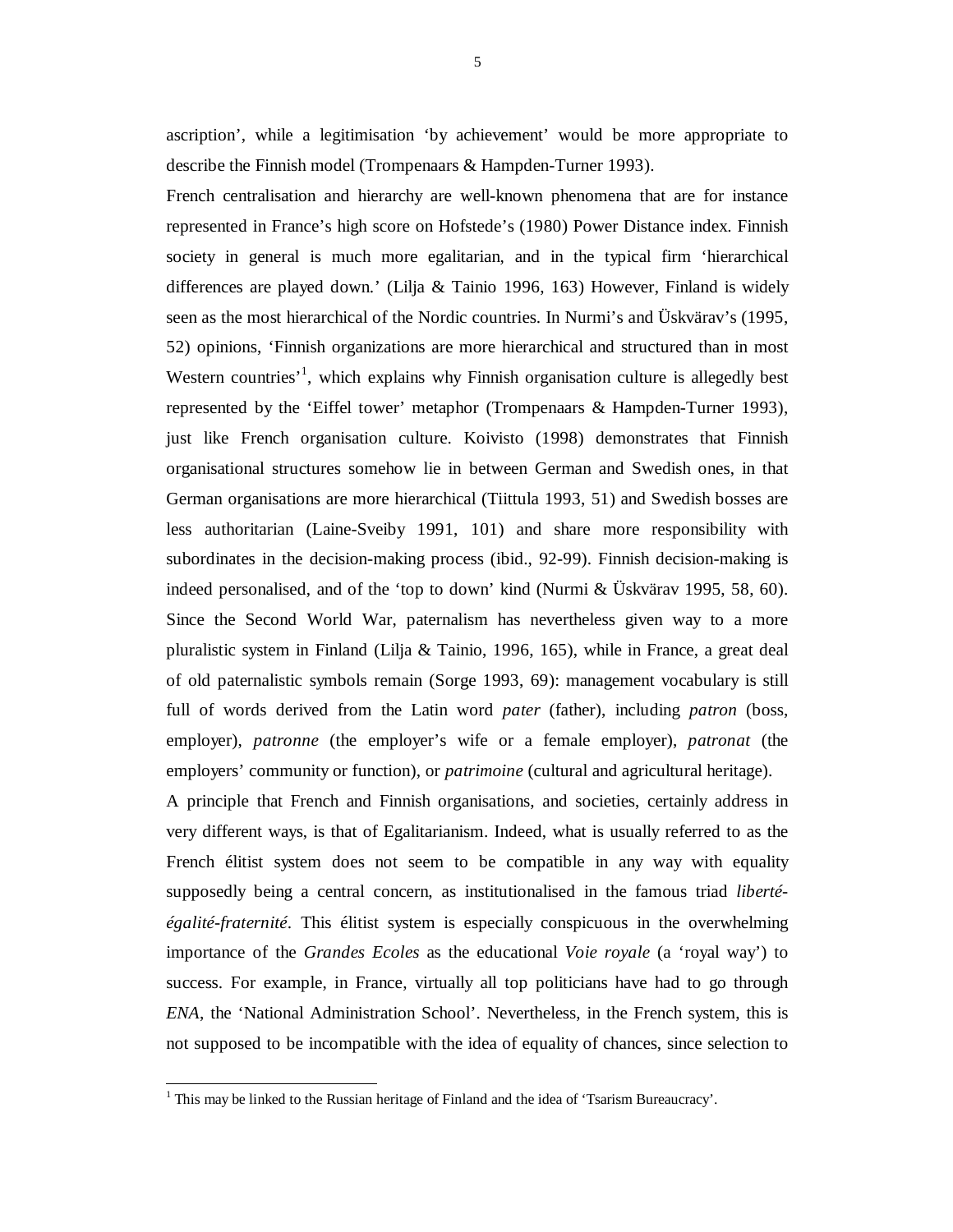ascription', while a legitimisation 'by achievement' would be more appropriate to describe the Finnish model (Trompenaars & Hampden-Turner 1993).

French centralisation and hierarchy are well-known phenomena that are for instance represented in France's high score on Hofstede's (1980) Power Distance index. Finnish society in general is much more egalitarian, and in the typical firm 'hierarchical differences are played down.' (Lilja & Tainio 1996, 163) However, Finland is widely seen as the most hierarchical of the Nordic countries. In Nurmi's and Üskvärav's (1995, 52) opinions, 'Finnish organizations are more hierarchical and structured than in most Western countries'[1], which explains why Finnish organisation culture is allegedly best represented by the 'Eiffel tower' metaphor (Trompenaars & Hampden-Turner 1993), just like French organisation culture. Koivisto (1998) demonstrates that Finnish organisational structures somehow lie in between German and Swedish ones, in that German organisations are more hierarchical (Tiittula 1993, 51) and Swedish bosses are less authoritarian (Laine-Sveiby 1991, 101) and share more responsibility with subordinates in the decision-making process (ibid., 92-99). Finnish decision-making is indeed personalised, and of the 'top to down' kind (Nurmi & Üskvärav 1995, 58, 60). Since the Second World War, paternalism has nevertheless given way to a more pluralistic system in Finland (Lilja & Tainio, 1996, 165), while in France, a great deal of old paternalistic symbols remain (Sorge 1993, 69): management vocabulary is still full of words derived from the Latin word *pater* (father), including *patron* (boss, employer), *patronne* (the employer's wife or a female employer), *patronat* (the employers' community or function), or *patrimoine* (cultural and agricultural heritage).

A principle that French and Finnish organisations, and societies, certainly address in very different ways, is that of Egalitarianism. Indeed, what is usually referred to as the French élitist system does not seem to be compatible in any way with equality supposedly being a central concern, as institutionalised in the famous triad *liberté-égalité-fraternité*. This élitist system is especially conspicuous in the overwhelming importance of the *Grandes Ecoles* as the educational *Voie royale* (a 'royal way') to success. For example, in France, virtually all top politicians have had to go through *ENA*, the 'National Administration School'. Nevertheless, in the French system, this is not supposed to be incompatible with the idea of equality of chances, since selection to

[1] This may be linked to the Russian heritage of Finland and the idea of 'Tsarism Bureaucracy'.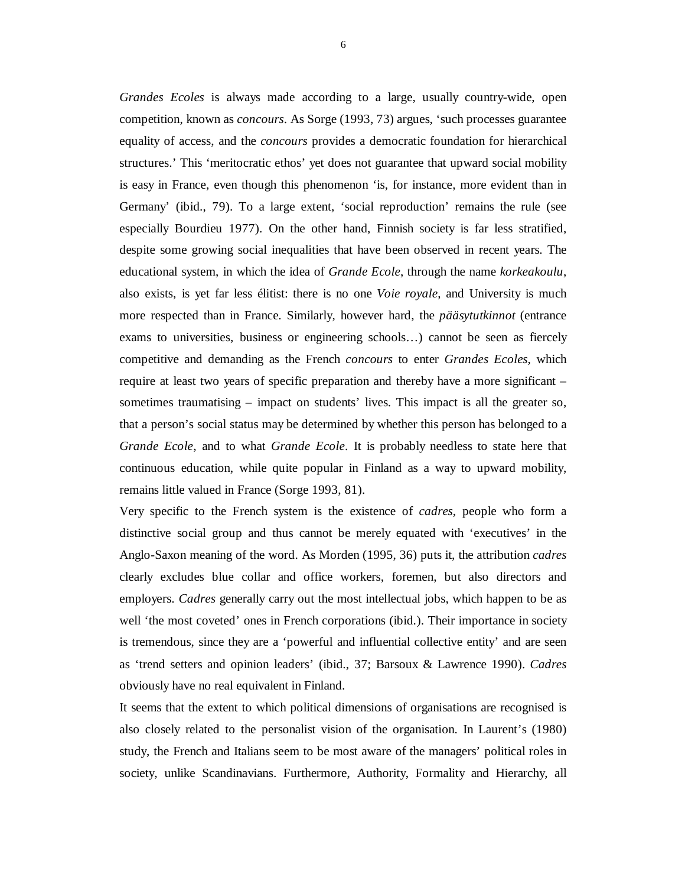*Grandes Ecoles* is always made according to a large, usually country-wide, open competition, known as *concours*. As Sorge (1993, 73) argues, 'such processes guarantee equality of access, and the *concours* provides a democratic foundation for hierarchical structures.' This 'meritocratic ethos' yet does not guarantee that upward social mobility is easy in France, even though this phenomenon 'is, for instance, more evident than in Germany' (ibid., 79). To a large extent, 'social reproduction' remains the rule (see especially Bourdieu 1977). On the other hand, Finnish society is far less stratified, despite some growing social inequalities that have been observed in recent years. The educational system, in which the idea of *Grande Ecole*, through the name *korkeakoulu*, also exists, is yet far less élitist: there is no one *Voie royale*, and University is much more respected than in France. Similarly, however hard, the *pääsytutkinnot* (entrance exams to universities, business or engineering schools…) cannot be seen as fiercely competitive and demanding as the French *concours* to enter *Grandes Ecoles*, which require at least two years of specific preparation and thereby have a more significant – sometimes traumatising – impact on students' lives. This impact is all the greater so, that a person's social status may be determined by whether this person has belonged to a *Grande Ecole*, and to what *Grande Ecole*. It is probably needless to state here that continuous education, while quite popular in Finland as a way to upward mobility, remains little valued in France (Sorge 1993, 81).

Very specific to the French system is the existence of *cadres*, people who form a distinctive social group and thus cannot be merely equated with 'executives' in the Anglo-Saxon meaning of the word. As Morden (1995, 36) puts it, the attribution *cadres* clearly excludes blue collar and office workers, foremen, but also directors and employers. *Cadres* generally carry out the most intellectual jobs, which happen to be as well 'the most coveted' ones in French corporations (ibid.). Their importance in society is tremendous, since they are a 'powerful and influential collective entity' and are seen as 'trend setters and opinion leaders' (ibid., 37; Barsoux & Lawrence 1990). *Cadres* obviously have no real equivalent in Finland.

It seems that the extent to which political dimensions of organisations are recognised is also closely related to the personalist vision of the organisation. In Laurent's (1980) study, the French and Italians seem to be most aware of the managers' political roles in society, unlike Scandinavians. Furthermore, Authority, Formality and Hierarchy, all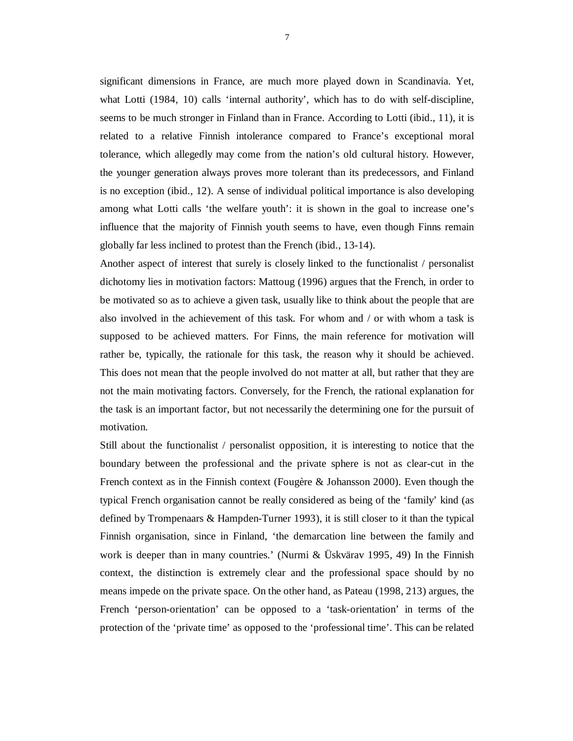significant dimensions in France, are much more played down in Scandinavia. Yet, what Lotti (1984, 10) calls 'internal authority', which has to do with self-discipline, seems to be much stronger in Finland than in France. According to Lotti (ibid., 11), it is related to a relative Finnish intolerance compared to France's exceptional moral tolerance, which allegedly may come from the nation's old cultural history. However, the younger generation always proves more tolerant than its predecessors, and Finland is no exception (ibid., 12). A sense of individual political importance is also developing among what Lotti calls 'the welfare youth': it is shown in the goal to increase one's influence that the majority of Finnish youth seems to have, even though Finns remain globally far less inclined to protest than the French (ibid., 13-14).

Another aspect of interest that surely is closely linked to the functionalist / personalist dichotomy lies in motivation factors: Mattoug (1996) argues that the French, in order to be motivated so as to achieve a given task, usually like to think about the people that are also involved in the achievement of this task. For whom and / or with whom a task is supposed to be achieved matters. For Finns, the main reference for motivation will rather be, typically, the rationale for this task, the reason why it should be achieved. This does not mean that the people involved do not matter at all, but rather that they are not the main motivating factors. Conversely, for the French, the rational explanation for the task is an important factor, but not necessarily the determining one for the pursuit of motivation.

Still about the functionalist / personalist opposition, it is interesting to notice that the boundary between the professional and the private sphere is not as clear-cut in the French context as in the Finnish context (Fougère & Johansson 2000). Even though the typical French organisation cannot be really considered as being of the 'family' kind (as defined by Trompenaars & Hampden-Turner 1993), it is still closer to it than the typical Finnish organisation, since in Finland, 'the demarcation line between the family and work is deeper than in many countries.' (Nurmi & Üskvärav 1995, 49) In the Finnish context, the distinction is extremely clear and the professional space should by no means impede on the private space. On the other hand, as Pateau (1998, 213) argues, the French 'person-orientation' can be opposed to a 'task-orientation' in terms of the protection of the 'private time' as opposed to the 'professional time'. This can be related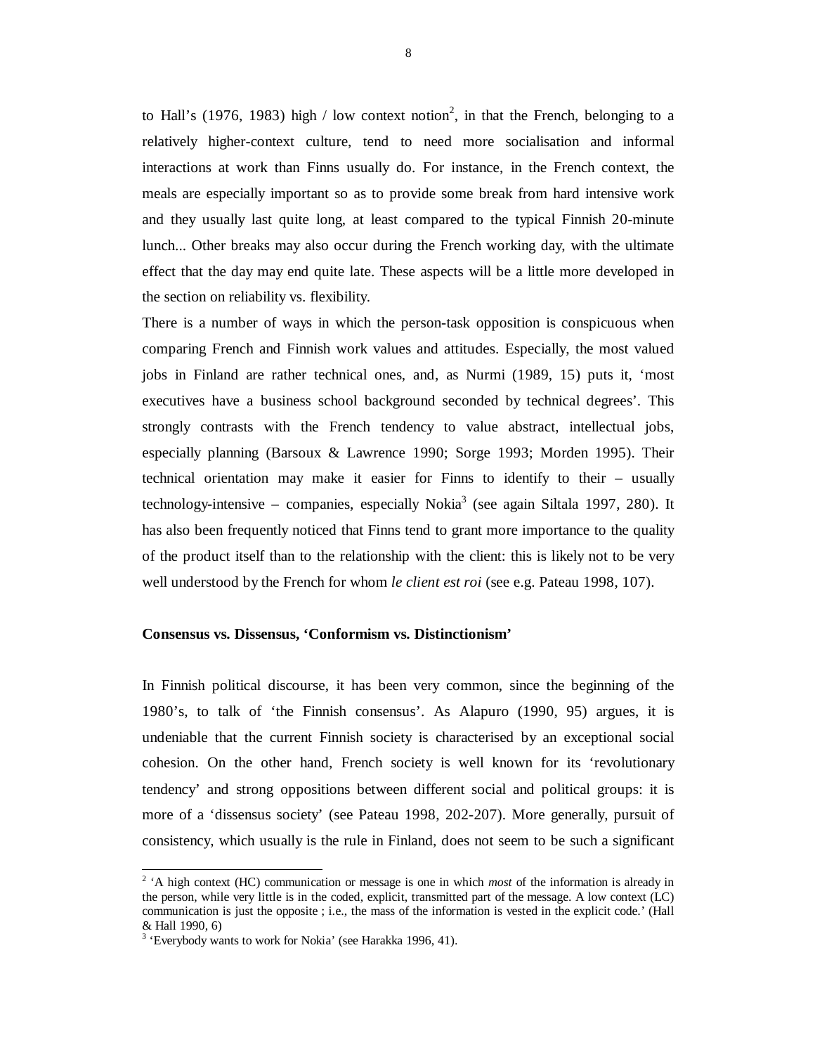to Hall's (1976, 1983) high / low context notion[2], in that the French, belonging to a relatively higher-context culture, tend to need more socialisation and informal interactions at work than Finns usually do. For instance, in the French context, the meals are especially important so as to provide some break from hard intensive work and they usually last quite long, at least compared to the typical Finnish 20-minute lunch... Other breaks may also occur during the French working day, with the ultimate effect that the day may end quite late. These aspects will be a little more developed in the section on reliability vs. flexibility.

There is a number of ways in which the person-task opposition is conspicuous when comparing French and Finnish work values and attitudes. Especially, the most valued jobs in Finland are rather technical ones, and, as Nurmi (1989, 15) puts it, 'most executives have a business school background seconded by technical degrees'. This strongly contrasts with the French tendency to value abstract, intellectual jobs, especially planning (Barsoux & Lawrence 1990; Sorge 1993; Morden 1995). Their technical orientation may make it easier for Finns to identify to their – usually technology-intensive – companies, especially Nokia[3] (see again Siltala 1997, 280). It has also been frequently noticed that Finns tend to grant more importance to the quality of the product itself than to the relationship with the client: this is likely not to be very well understood by the French for whom *le client est roi* (see e.g. Pateau 1998, 107).

**Consensus vs. Dissensus, 'Conformism vs. Distinctionism'**

In Finnish political discourse, it has been very common, since the beginning of the 1980's, to talk of 'the Finnish consensus'. As Alapuro (1990, 95) argues, it is undeniable that the current Finnish society is characterised by an exceptional social cohesion. On the other hand, French society is well known for its 'revolutionary tendency' and strong oppositions between different social and political groups: it is more of a 'dissensus society' (see Pateau 1998, 202-207). More generally, pursuit of consistency, which usually is the rule in Finland, does not seem to be such a significant

---

[2] 'A high context (HC) communication or message is one in which *most* of the information is already in the person, while very little is in the coded, explicit, transmitted part of the message. A low context (LC) communication is just the opposite ; i.e., the mass of the information is vested in the explicit code.' (Hall & Hall 1990, 6)

[3] 'Everybody wants to work for Nokia' (see Harakka 1996, 41).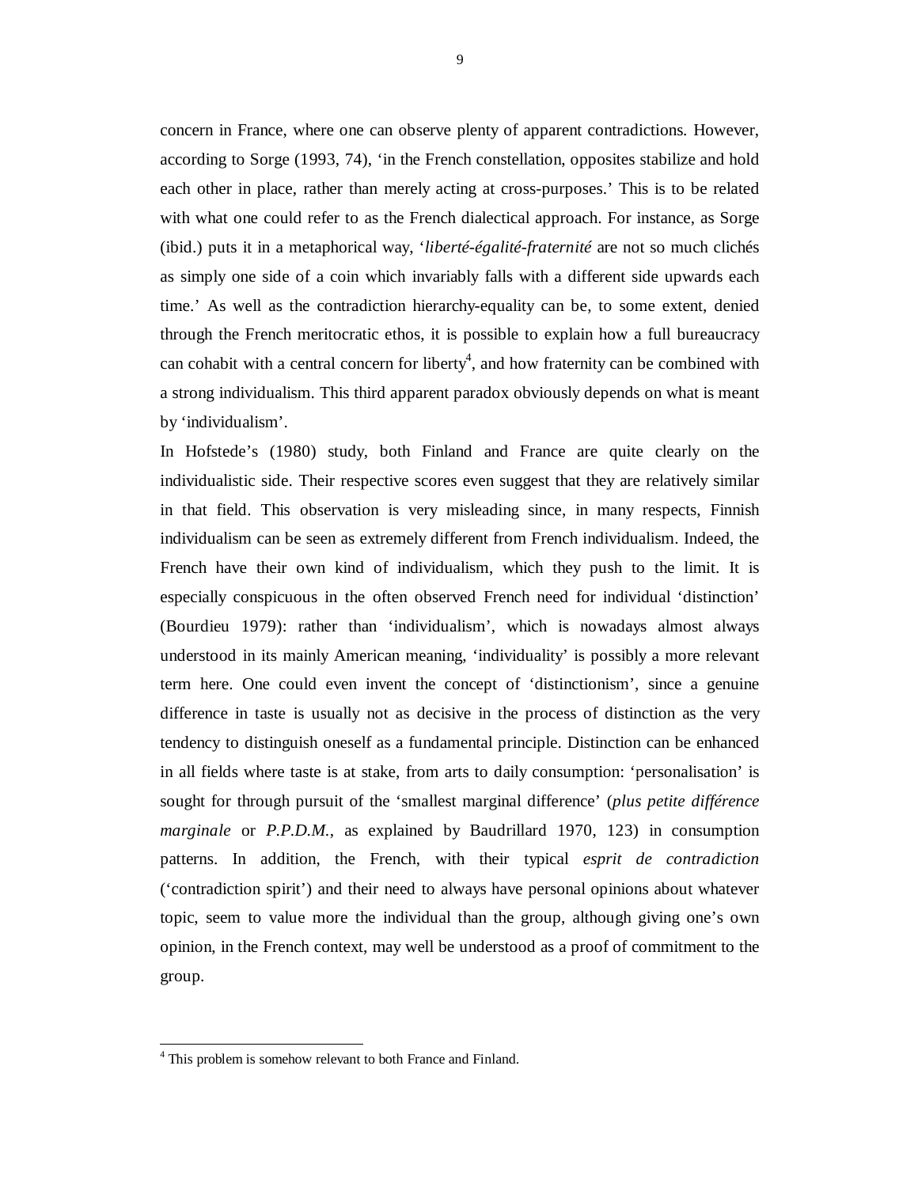concern in France, where one can observe plenty of apparent contradictions. However, according to Sorge (1993, 74), 'in the French constellation, opposites stabilize and hold each other in place, rather than merely acting at cross-purposes.' This is to be related with what one could refer to as the French dialectical approach. For instance, as Sorge (ibid.) puts it in a metaphorical way, '*liberté-égalité-fraternité* are not so much clichés as simply one side of a coin which invariably falls with a different side upwards each time.' As well as the contradiction hierarchy-equality can be, to some extent, denied through the French meritocratic ethos, it is possible to explain how a full bureaucracy can cohabit with a central concern for liberty[4], and how fraternity can be combined with a strong individualism. This third apparent paradox obviously depends on what is meant by 'individualism'.

In Hofstede's (1980) study, both Finland and France are quite clearly on the individualistic side. Their respective scores even suggest that they are relatively similar in that field. This observation is very misleading since, in many respects, Finnish individualism can be seen as extremely different from French individualism. Indeed, the French have their own kind of individualism, which they push to the limit. It is especially conspicuous in the often observed French need for individual 'distinction' (Bourdieu 1979): rather than 'individualism', which is nowadays almost always understood in its mainly American meaning, 'individuality' is possibly a more relevant term here. One could even invent the concept of 'distinctionism', since a genuine difference in taste is usually not as decisive in the process of distinction as the very tendency to distinguish oneself as a fundamental principle. Distinction can be enhanced in all fields where taste is at stake, from arts to daily consumption: 'personalisation' is sought for through pursuit of the 'smallest marginal difference' (*plus petite différence marginale* or *P.P.D.M.*, as explained by Baudrillard 1970, 123) in consumption patterns. In addition, the French, with their typical *esprit de contradiction* ('contradiction spirit') and their need to always have personal opinions about whatever topic, seem to value more the individual than the group, although giving one's own opinion, in the French context, may well be understood as a proof of commitment to the group.

[4] This problem is somehow relevant to both France and Finland.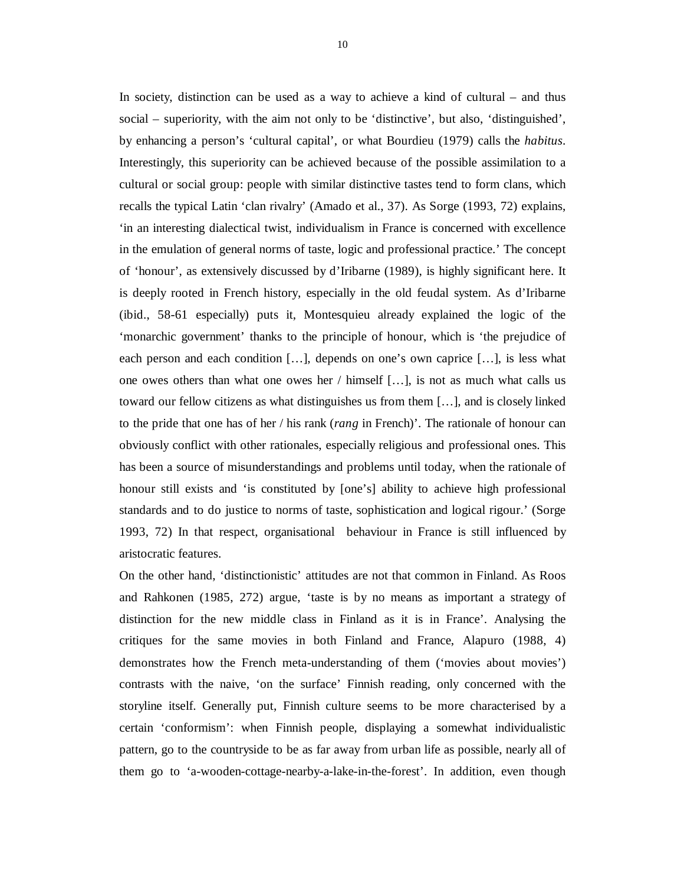In society, distinction can be used as a way to achieve a kind of cultural – and thus social – superiority, with the aim not only to be 'distinctive', but also, 'distinguished', by enhancing a person's 'cultural capital', or what Bourdieu (1979) calls the *habitus*. Interestingly, this superiority can be achieved because of the possible assimilation to a cultural or social group: people with similar distinctive tastes tend to form clans, which recalls the typical Latin 'clan rivalry' (Amado et al., 37). As Sorge (1993, 72) explains, 'in an interesting dialectical twist, individualism in France is concerned with excellence in the emulation of general norms of taste, logic and professional practice.' The concept of 'honour', as extensively discussed by d'Iribarne (1989), is highly significant here. It is deeply rooted in French history, especially in the old feudal system. As d'Iribarne (ibid., 58-61 especially) puts it, Montesquieu already explained the logic of the 'monarchic government' thanks to the principle of honour, which is 'the prejudice of each person and each condition […], depends on one's own caprice […], is less what one owes others than what one owes her / himself […], is not as much what calls us toward our fellow citizens as what distinguishes us from them […], and is closely linked to the pride that one has of her / his rank (*rang* in French)'. The rationale of honour can obviously conflict with other rationales, especially religious and professional ones. This has been a source of misunderstandings and problems until today, when the rationale of honour still exists and 'is constituted by [one's] ability to achieve high professional standards and to do justice to norms of taste, sophistication and logical rigour.' (Sorge 1993, 72) In that respect, organisational behaviour in France is still influenced by aristocratic features.

On the other hand, 'distinctionistic' attitudes are not that common in Finland. As Roos and Rahkonen (1985, 272) argue, 'taste is by no means as important a strategy of distinction for the new middle class in Finland as it is in France'. Analysing the critiques for the same movies in both Finland and France, Alapuro (1988, 4) demonstrates how the French meta-understanding of them ('movies about movies') contrasts with the naive, 'on the surface' Finnish reading, only concerned with the storyline itself. Generally put, Finnish culture seems to be more characterised by a certain 'conformism': when Finnish people, displaying a somewhat individualistic pattern, go to the countryside to be as far away from urban life as possible, nearly all of them go to 'a-wooden-cottage-nearby-a-lake-in-the-forest'. In addition, even though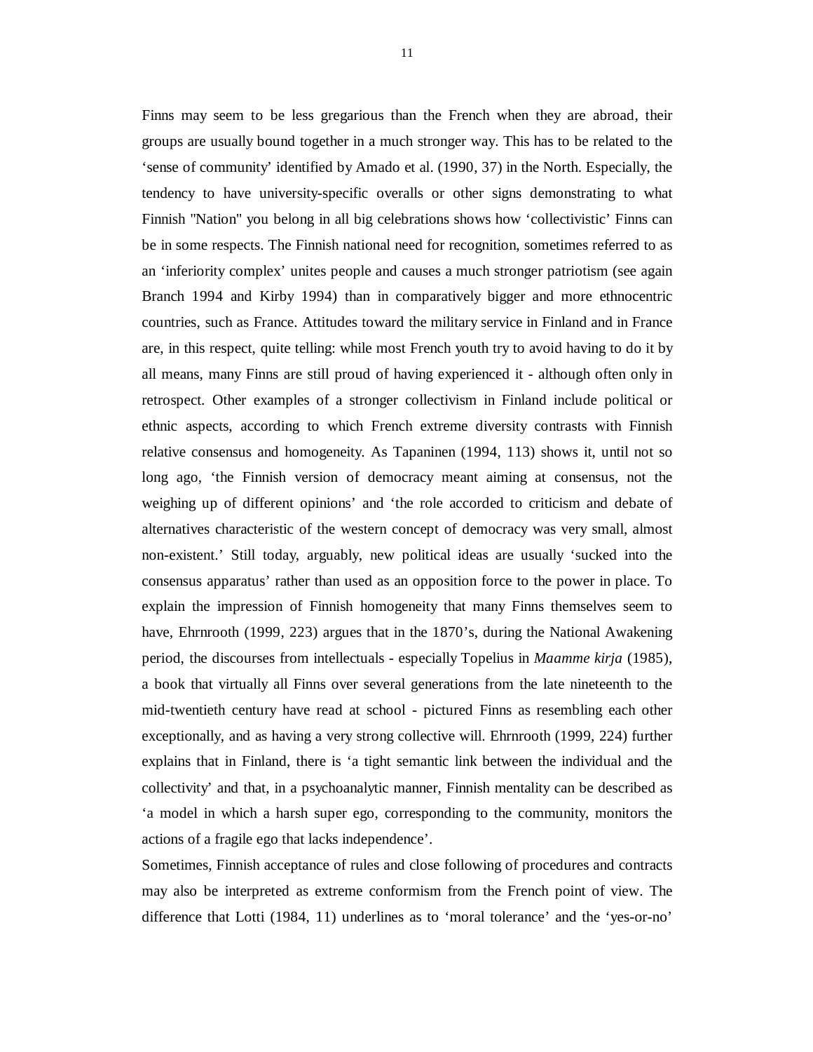Finns may seem to be less gregarious than the French when they are abroad, their groups are usually bound together in a much stronger way. This has to be related to the 'sense of community' identified by Amado et al. (1990, 37) in the North. Especially, the tendency to have university-specific overalls or other signs demonstrating to what Finnish "Nation" you belong in all big celebrations shows how 'collectivistic' Finns can be in some respects. The Finnish national need for recognition, sometimes referred to as an 'inferiority complex' unites people and causes a much stronger patriotism (see again Branch 1994 and Kirby 1994) than in comparatively bigger and more ethnocentric countries, such as France. Attitudes toward the military service in Finland and in France are, in this respect, quite telling: while most French youth try to avoid having to do it by all means, many Finns are still proud of having experienced it - although often only in retrospect. Other examples of a stronger collectivism in Finland include political or ethnic aspects, according to which French extreme diversity contrasts with Finnish relative consensus and homogeneity. As Tapaninen (1994, 113) shows it, until not so long ago, 'the Finnish version of democracy meant aiming at consensus, not the weighing up of different opinions' and 'the role accorded to criticism and debate of alternatives characteristic of the western concept of democracy was very small, almost non-existent.' Still today, arguably, new political ideas are usually 'sucked into the consensus apparatus' rather than used as an opposition force to the power in place. To explain the impression of Finnish homogeneity that many Finns themselves seem to have, Ehrnrooth (1999, 223) argues that in the 1870's, during the National Awakening period, the discourses from intellectuals - especially Topelius in *Maamme kirja* (1985), a book that virtually all Finns over several generations from the late nineteenth to the mid-twentieth century have read at school - pictured Finns as resembling each other exceptionally, and as having a very strong collective will. Ehrnrooth (1999, 224) further explains that in Finland, there is 'a tight semantic link between the individual and the collectivity' and that, in a psychoanalytic manner, Finnish mentality can be described as 'a model in which a harsh super ego, corresponding to the community, monitors the actions of a fragile ego that lacks independence'.

Sometimes, Finnish acceptance of rules and close following of procedures and contracts may also be interpreted as extreme conformism from the French point of view. The difference that Lotti (1984, 11) underlines as to 'moral tolerance' and the 'yes-or-no'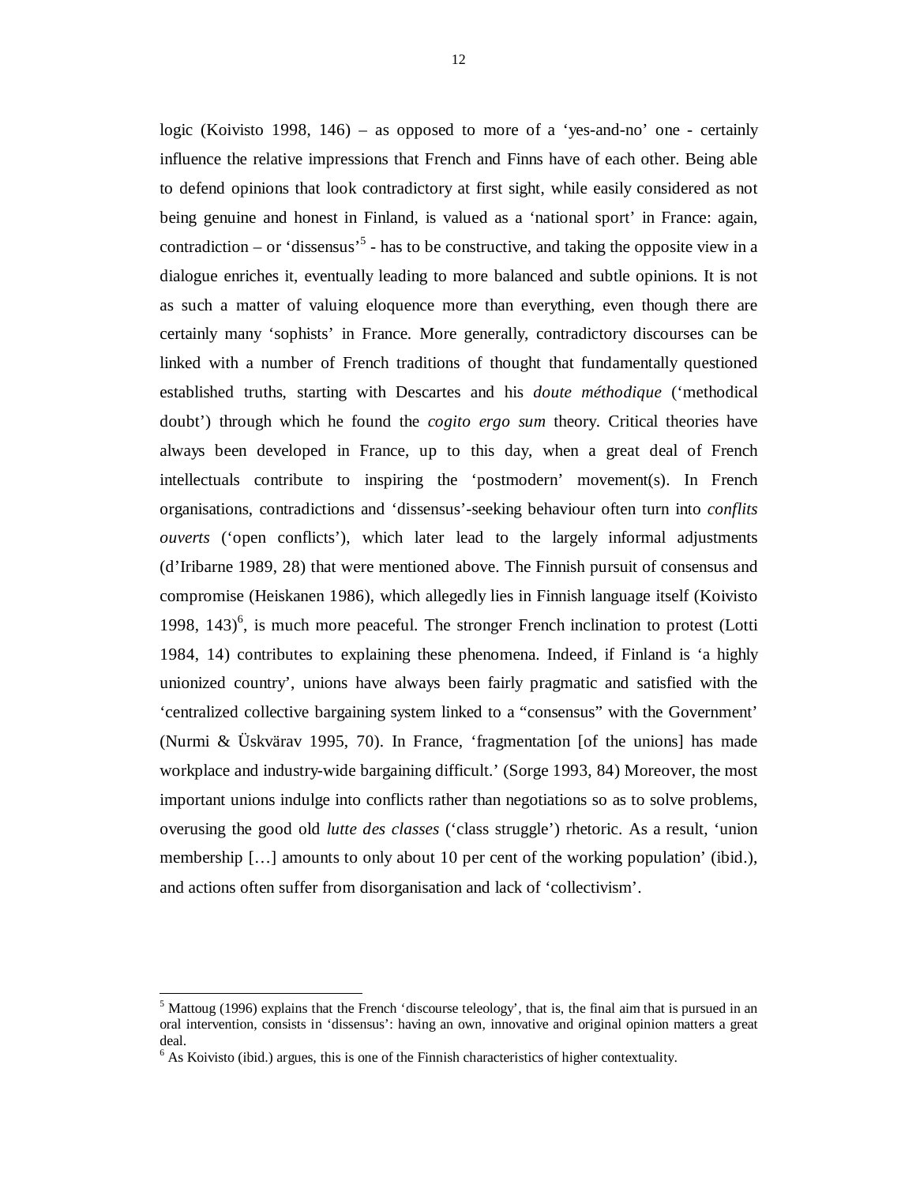logic (Koivisto 1998, 146) – as opposed to more of a 'yes-and-no' one - certainly influence the relative impressions that French and Finns have of each other. Being able to defend opinions that look contradictory at first sight, while easily considered as not being genuine and honest in Finland, is valued as a 'national sport' in France: again, contradiction – or 'dissensus'[5] - has to be constructive, and taking the opposite view in a dialogue enriches it, eventually leading to more balanced and subtle opinions. It is not as such a matter of valuing eloquence more than everything, even though there are certainly many 'sophists' in France. More generally, contradictory discourses can be linked with a number of French traditions of thought that fundamentally questioned established truths, starting with Descartes and his *doute méthodique* ('methodical doubt') through which he found the *cogito ergo sum* theory. Critical theories have always been developed in France, up to this day, when a great deal of French intellectuals contribute to inspiring the 'postmodern' movement(s). In French organisations, contradictions and 'dissensus'-seeking behaviour often turn into *conflits ouverts* ('open conflicts'), which later lead to the largely informal adjustments (d'Iribarne 1989, 28) that were mentioned above. The Finnish pursuit of consensus and compromise (Heiskanen 1986), which allegedly lies in Finnish language itself (Koivisto 1998, 143)[6], is much more peaceful. The stronger French inclination to protest (Lotti 1984, 14) contributes to explaining these phenomena. Indeed, if Finland is 'a highly unionized country', unions have always been fairly pragmatic and satisfied with the 'centralized collective bargaining system linked to a "consensus" with the Government' (Nurmi & Üskvärav 1995, 70). In France, 'fragmentation [of the unions] has made workplace and industry-wide bargaining difficult.' (Sorge 1993, 84) Moreover, the most important unions indulge into conflicts rather than negotiations so as to solve problems, overusing the good old *lutte des classes* ('class struggle') rhetoric. As a result, 'union membership […] amounts to only about 10 per cent of the working population' (ibid.), and actions often suffer from disorganisation and lack of 'collectivism'.

---

[5] Mattoug (1996) explains that the French 'discourse teleology', that is, the final aim that is pursued in an oral intervention, consists in 'dissensus': having an own, innovative and original opinion matters a great deal.

[6] As Koivisto (ibid.) argues, this is one of the Finnish characteristics of higher contextuality.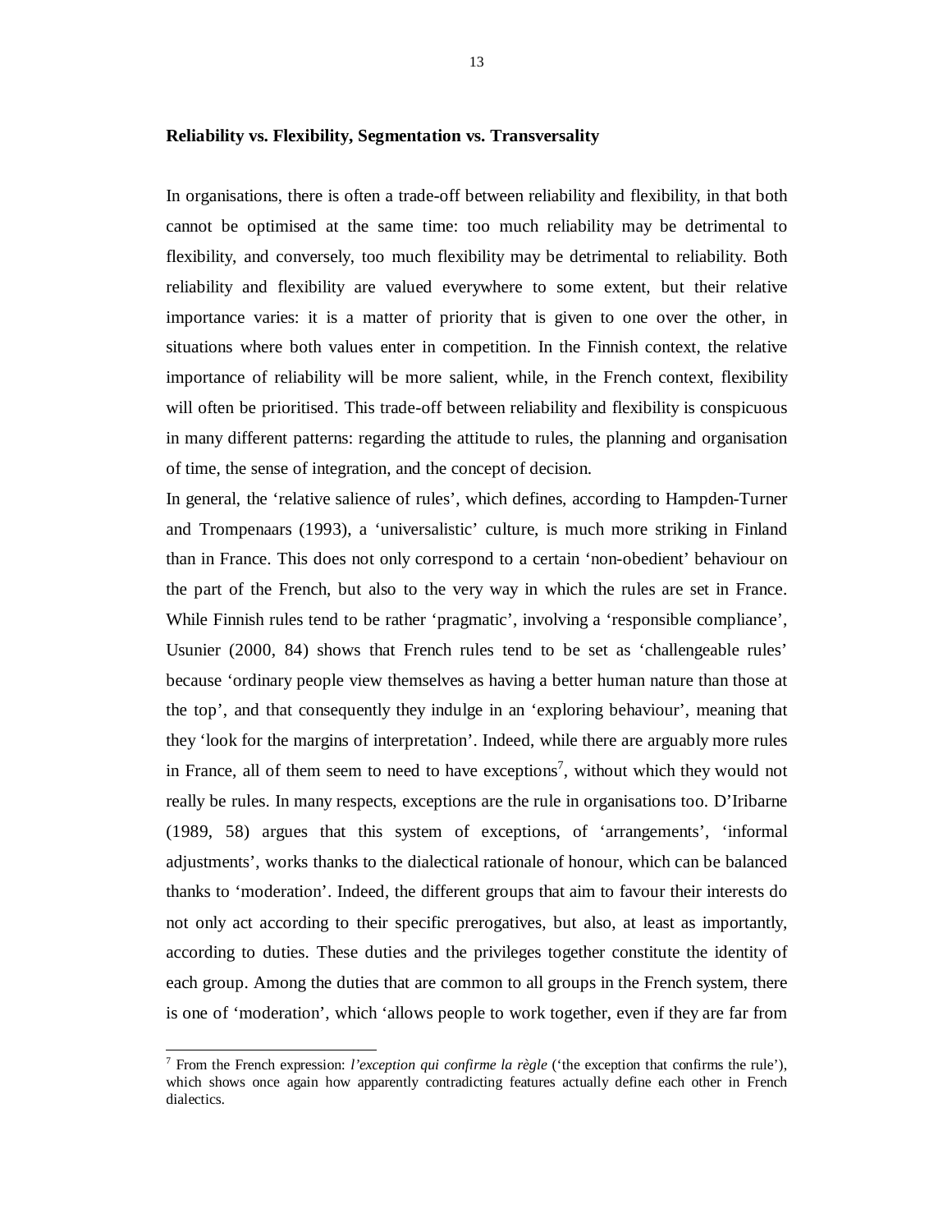**Reliability vs. Flexibility, Segmentation vs. Transversality**

In organisations, there is often a trade-off between reliability and flexibility, in that both cannot be optimised at the same time: too much reliability may be detrimental to flexibility, and conversely, too much flexibility may be detrimental to reliability. Both reliability and flexibility are valued everywhere to some extent, but their relative importance varies: it is a matter of priority that is given to one over the other, in situations where both values enter in competition. In the Finnish context, the relative importance of reliability will be more salient, while, in the French context, flexibility will often be prioritised. This trade-off between reliability and flexibility is conspicuous in many different patterns: regarding the attitude to rules, the planning and organisation of time, the sense of integration, and the concept of decision.

In general, the 'relative salience of rules', which defines, according to Hampden-Turner and Trompenaars (1993), a 'universalistic' culture, is much more striking in Finland than in France. This does not only correspond to a certain 'non-obedient' behaviour on the part of the French, but also to the very way in which the rules are set in France. While Finnish rules tend to be rather 'pragmatic', involving a 'responsible compliance', Usunier (2000, 84) shows that French rules tend to be set as 'challengeable rules' because 'ordinary people view themselves as having a better human nature than those at the top', and that consequently they indulge in an 'exploring behaviour', meaning that they 'look for the margins of interpretation'. Indeed, while there are arguably more rules in France, all of them seem to need to have exceptions[7], without which they would not really be rules. In many respects, exceptions are the rule in organisations too. D'Iribarne (1989, 58) argues that this system of exceptions, of 'arrangements', 'informal adjustments', works thanks to the dialectical rationale of honour, which can be balanced thanks to 'moderation'. Indeed, the different groups that aim to favour their interests do not only act according to their specific prerogatives, but also, at least as importantly, according to duties. These duties and the privileges together constitute the identity of each group. Among the duties that are common to all groups in the French system, there is one of 'moderation', which 'allows people to work together, even if they are far from

[7] From the French expression: *l'exception qui confirme la règle* ('the exception that confirms the rule'), which shows once again how apparently contradicting features actually define each other in French dialectics.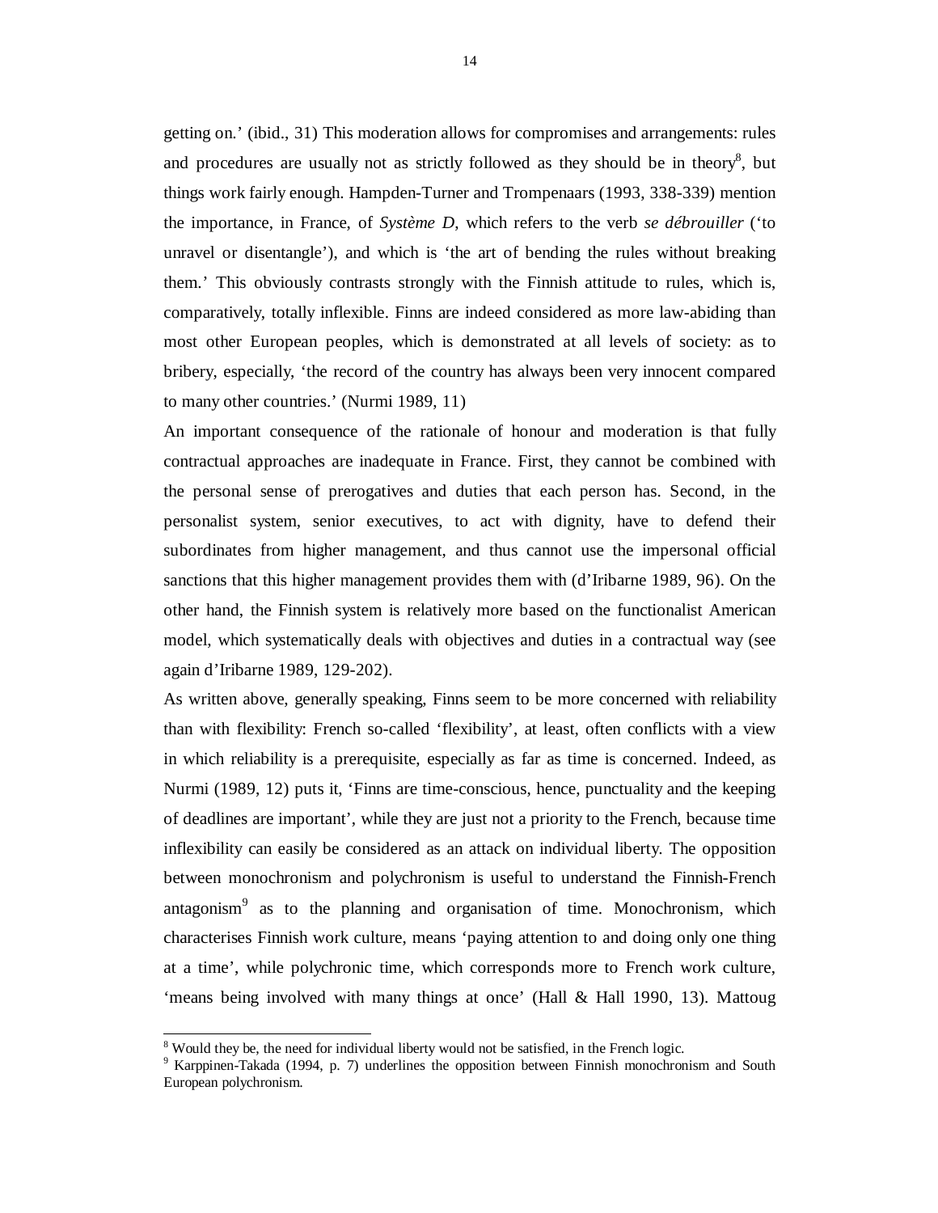getting on.' (ibid., 31) This moderation allows for compromises and arrangements: rules and procedures are usually not as strictly followed as they should be in theory[8], but things work fairly enough. Hampden-Turner and Trompenaars (1993, 338-339) mention the importance, in France, of *Système D*, which refers to the verb *se débrouiller* ('to unravel or disentangle'), and which is 'the art of bending the rules without breaking them.' This obviously contrasts strongly with the Finnish attitude to rules, which is, comparatively, totally inflexible. Finns are indeed considered as more law-abiding than most other European peoples, which is demonstrated at all levels of society: as to bribery, especially, 'the record of the country has always been very innocent compared to many other countries.' (Nurmi 1989, 11)

An important consequence of the rationale of honour and moderation is that fully contractual approaches are inadequate in France. First, they cannot be combined with the personal sense of prerogatives and duties that each person has. Second, in the personalist system, senior executives, to act with dignity, have to defend their subordinates from higher management, and thus cannot use the impersonal official sanctions that this higher management provides them with (d'Iribarne 1989, 96). On the other hand, the Finnish system is relatively more based on the functionalist American model, which systematically deals with objectives and duties in a contractual way (see again d'Iribarne 1989, 129-202).

As written above, generally speaking, Finns seem to be more concerned with reliability than with flexibility: French so-called 'flexibility', at least, often conflicts with a view in which reliability is a prerequisite, especially as far as time is concerned. Indeed, as Nurmi (1989, 12) puts it, 'Finns are time-conscious, hence, punctuality and the keeping of deadlines are important', while they are just not a priority to the French, because time inflexibility can easily be considered as an attack on individual liberty. The opposition between monochronism and polychronism is useful to understand the Finnish-French antagonism[9] as to the planning and organisation of time. Monochronism, which characterises Finnish work culture, means 'paying attention to and doing only one thing at a time', while polychronic time, which corresponds more to French work culture, 'means being involved with many things at once' (Hall & Hall 1990, 13). Mattoug

---

[8] Would they be, the need for individual liberty would not be satisfied, in the French logic.

[9] Karppinen-Takada (1994, p. 7) underlines the opposition between Finnish monochronism and South European polychronism.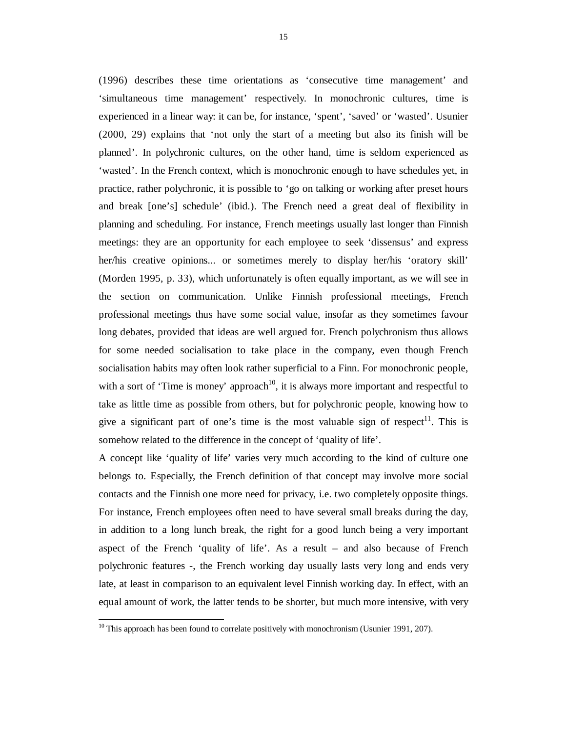(1996) describes these time orientations as 'consecutive time management' and 'simultaneous time management' respectively. In monochronic cultures, time is experienced in a linear way: it can be, for instance, 'spent', 'saved' or 'wasted'. Usunier (2000, 29) explains that 'not only the start of a meeting but also its finish will be planned'. In polychronic cultures, on the other hand, time is seldom experienced as 'wasted'. In the French context, which is monochronic enough to have schedules yet, in practice, rather polychronic, it is possible to 'go on talking or working after preset hours and break [one's] schedule' (ibid.). The French need a great deal of flexibility in planning and scheduling. For instance, French meetings usually last longer than Finnish meetings: they are an opportunity for each employee to seek 'dissensus' and express her/his creative opinions... or sometimes merely to display her/his 'oratory skill' (Morden 1995, p. 33), which unfortunately is often equally important, as we will see in the section on communication. Unlike Finnish professional meetings, French professional meetings thus have some social value, insofar as they sometimes favour long debates, provided that ideas are well argued for. French polychronism thus allows for some needed socialisation to take place in the company, even though French socialisation habits may often look rather superficial to a Finn. For monochronic people, with a sort of 'Time is money' approach[10], it is always more important and respectful to take as little time as possible from others, but for polychronic people, knowing how to give a significant part of one's time is the most valuable sign of respect[11]. This is somehow related to the difference in the concept of 'quality of life'.

A concept like 'quality of life' varies very much according to the kind of culture one belongs to. Especially, the French definition of that concept may involve more social contacts and the Finnish one more need for privacy, i.e. two completely opposite things. For instance, French employees often need to have several small breaks during the day, in addition to a long lunch break, the right for a good lunch being a very important aspect of the French 'quality of life'. As a result – and also because of French polychronic features -, the French working day usually lasts very long and ends very late, at least in comparison to an equivalent level Finnish working day. In effect, with an equal amount of work, the latter tends to be shorter, but much more intensive, with very

---

[10] This approach has been found to correlate positively with monochronism (Usunier 1991, 207).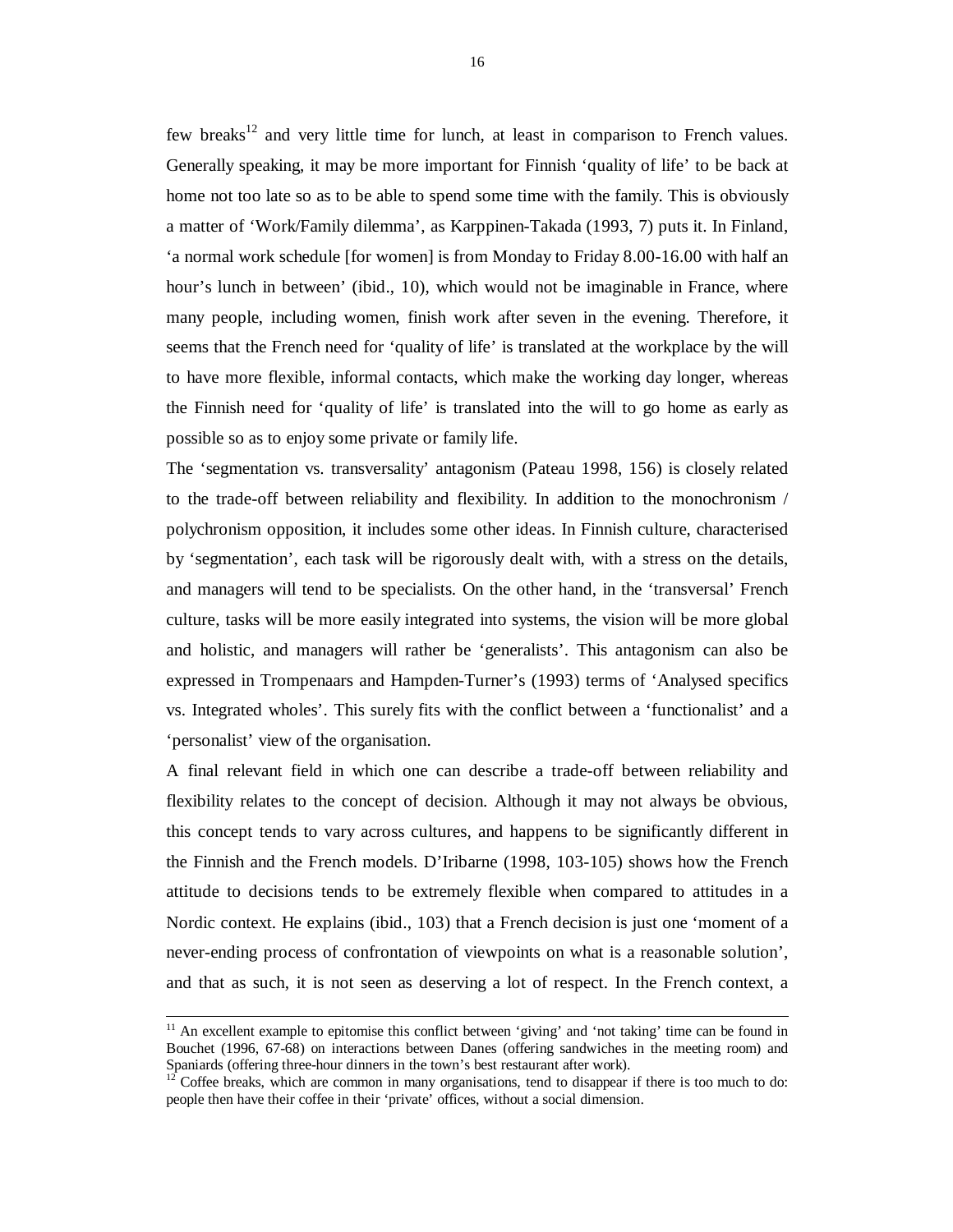few breaks[12] and very little time for lunch, at least in comparison to French values. Generally speaking, it may be more important for Finnish 'quality of life' to be back at home not too late so as to be able to spend some time with the family. This is obviously a matter of 'Work/Family dilemma', as Karppinen-Takada (1993, 7) puts it. In Finland, 'a normal work schedule [for women] is from Monday to Friday 8.00-16.00 with half an hour's lunch in between' (ibid., 10), which would not be imaginable in France, where many people, including women, finish work after seven in the evening. Therefore, it seems that the French need for 'quality of life' is translated at the workplace by the will to have more flexible, informal contacts, which make the working day longer, whereas the Finnish need for 'quality of life' is translated into the will to go home as early as possible so as to enjoy some private or family life.

The 'segmentation vs. transversality' antagonism (Pateau 1998, 156) is closely related to the trade-off between reliability and flexibility. In addition to the monochronism / polychronism opposition, it includes some other ideas. In Finnish culture, characterised by 'segmentation', each task will be rigorously dealt with, with a stress on the details, and managers will tend to be specialists. On the other hand, in the 'transversal' French culture, tasks will be more easily integrated into systems, the vision will be more global and holistic, and managers will rather be 'generalists'. This antagonism can also be expressed in Trompenaars and Hampden-Turner's (1993) terms of 'Analysed specifics vs. Integrated wholes'. This surely fits with the conflict between a 'functionalist' and a 'personalist' view of the organisation.

A final relevant field in which one can describe a trade-off between reliability and flexibility relates to the concept of decision. Although it may not always be obvious, this concept tends to vary across cultures, and happens to be significantly different in the Finnish and the French models. D'Iribarne (1998, 103-105) shows how the French attitude to decisions tends to be extremely flexible when compared to attitudes in a Nordic context. He explains (ibid., 103) that a French decision is just one 'moment of a never-ending process of confrontation of viewpoints on what is a reasonable solution', and that as such, it is not seen as deserving a lot of respect. In the French context, a

---

[11] An excellent example to epitomise this conflict between 'giving' and 'not taking' time can be found in Bouchet (1996, 67-68) on interactions between Danes (offering sandwiches in the meeting room) and Spaniards (offering three-hour dinners in the town's best restaurant after work).

[12] Coffee breaks, which are common in many organisations, tend to disappear if there is too much to do: people then have their coffee in their 'private' offices, without a social dimension.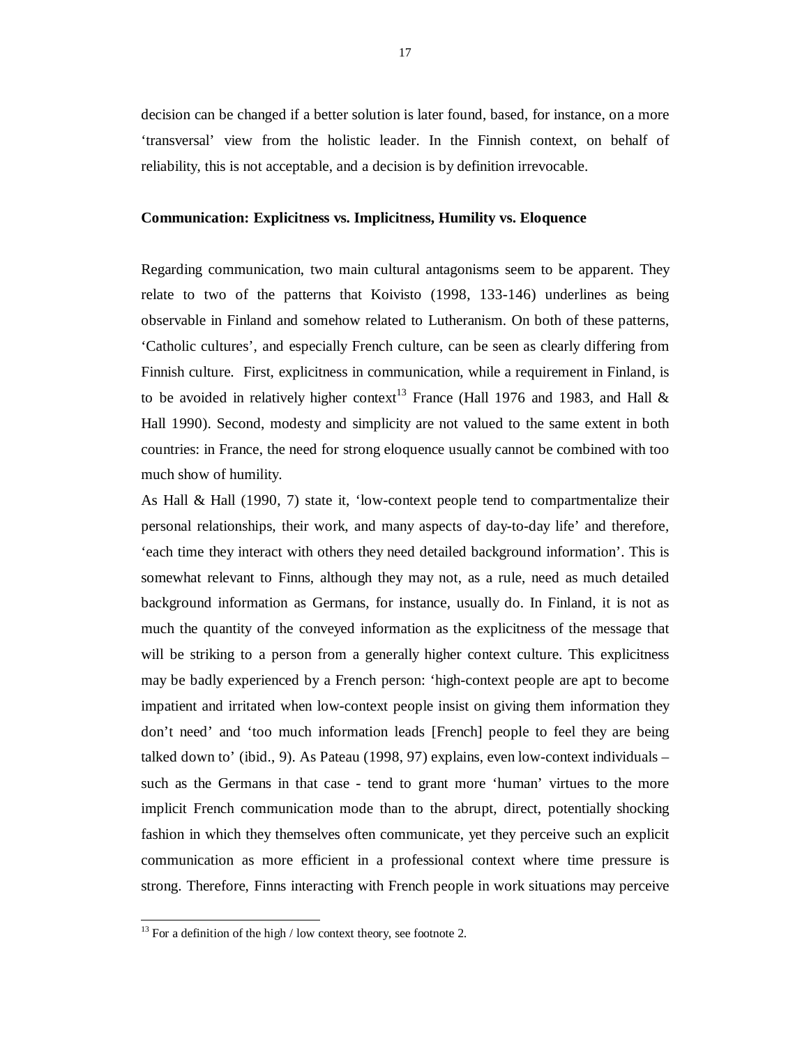decision can be changed if a better solution is later found, based, for instance, on a more 'transversal' view from the holistic leader. In the Finnish context, on behalf of reliability, this is not acceptable, and a decision is by definition irrevocable.

**Communication: Explicitness vs. Implicitness, Humility vs. Eloquence**

Regarding communication, two main cultural antagonisms seem to be apparent. They relate to two of the patterns that Koivisto (1998, 133-146) underlines as being observable in Finland and somehow related to Lutheranism. On both of these patterns, 'Catholic cultures', and especially French culture, can be seen as clearly differing from Finnish culture. First, explicitness in communication, while a requirement in Finland, is to be avoided in relatively higher context[13] France (Hall 1976 and 1983, and Hall & Hall 1990). Second, modesty and simplicity are not valued to the same extent in both countries: in France, the need for strong eloquence usually cannot be combined with too much show of humility.

As Hall & Hall (1990, 7) state it, 'low-context people tend to compartmentalize their personal relationships, their work, and many aspects of day-to-day life' and therefore, 'each time they interact with others they need detailed background information'. This is somewhat relevant to Finns, although they may not, as a rule, need as much detailed background information as Germans, for instance, usually do. In Finland, it is not as much the quantity of the conveyed information as the explicitness of the message that will be striking to a person from a generally higher context culture. This explicitness may be badly experienced by a French person: 'high-context people are apt to become impatient and irritated when low-context people insist on giving them information they don't need' and 'too much information leads [French] people to feel they are being talked down to' (ibid., 9). As Pateau (1998, 97) explains, even low-context individuals – such as the Germans in that case - tend to grant more 'human' virtues to the more implicit French communication mode than to the abrupt, direct, potentially shocking fashion in which they themselves often communicate, yet they perceive such an explicit communication as more efficient in a professional context where time pressure is strong. Therefore, Finns interacting with French people in work situations may perceive

[13] For a definition of the high / low context theory, see footnote 2.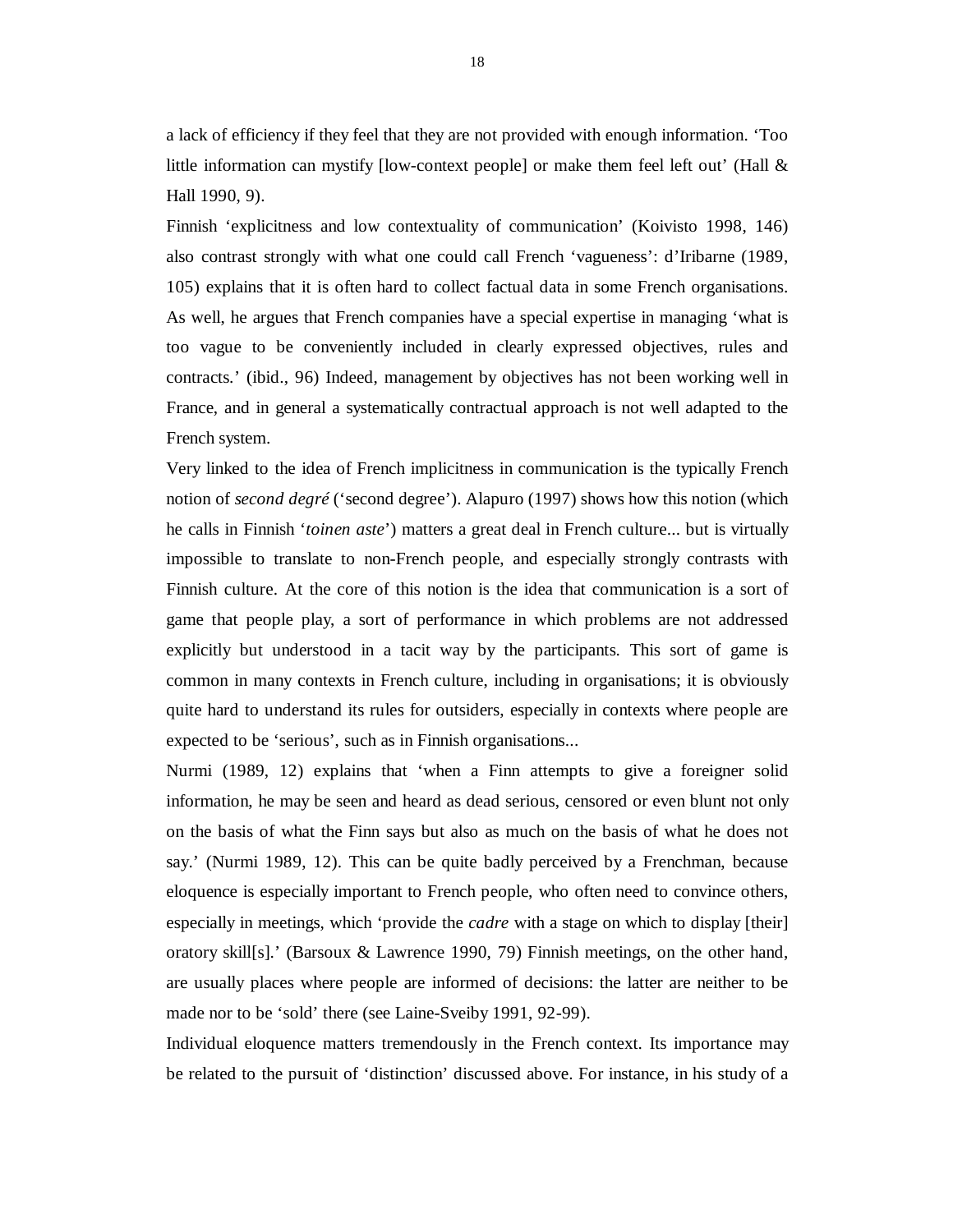a lack of efficiency if they feel that they are not provided with enough information. 'Too little information can mystify [low-context people] or make them feel left out' (Hall & Hall 1990, 9).

Finnish 'explicitness and low contextuality of communication' (Koivisto 1998, 146) also contrast strongly with what one could call French 'vagueness': d'Iribarne (1989, 105) explains that it is often hard to collect factual data in some French organisations. As well, he argues that French companies have a special expertise in managing 'what is too vague to be conveniently included in clearly expressed objectives, rules and contracts.' (ibid., 96) Indeed, management by objectives has not been working well in France, and in general a systematically contractual approach is not well adapted to the French system.

Very linked to the idea of French implicitness in communication is the typically French notion of *second degré* ('second degree'). Alapuro (1997) shows how this notion (which he calls in Finnish '*toinen aste*') matters a great deal in French culture... but is virtually impossible to translate to non-French people, and especially strongly contrasts with Finnish culture. At the core of this notion is the idea that communication is a sort of game that people play, a sort of performance in which problems are not addressed explicitly but understood in a tacit way by the participants. This sort of game is common in many contexts in French culture, including in organisations; it is obviously quite hard to understand its rules for outsiders, especially in contexts where people are expected to be 'serious', such as in Finnish organisations...

Nurmi (1989, 12) explains that 'when a Finn attempts to give a foreigner solid information, he may be seen and heard as dead serious, censored or even blunt not only on the basis of what the Finn says but also as much on the basis of what he does not say.' (Nurmi 1989, 12). This can be quite badly perceived by a Frenchman, because eloquence is especially important to French people, who often need to convince others, especially in meetings, which 'provide the *cadre* with a stage on which to display [their] oratory skill[s].' (Barsoux & Lawrence 1990, 79) Finnish meetings, on the other hand, are usually places where people are informed of decisions: the latter are neither to be made nor to be 'sold' there (see Laine-Sveiby 1991, 92-99).

Individual eloquence matters tremendously in the French context. Its importance may be related to the pursuit of 'distinction' discussed above. For instance, in his study of a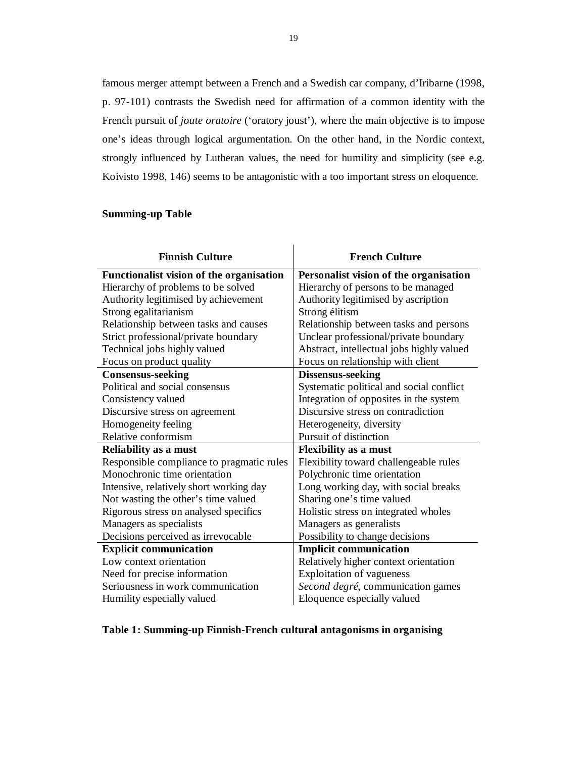famous merger attempt between a French and a Swedish car company, d'Iribarne (1998, p. 97-101) contrasts the Swedish need for affirmation of a common identity with the French pursuit of *joute oratoire* ('oratory joust'), where the main objective is to impose one's ideas through logical argumentation. On the other hand, in the Nordic context, strongly influenced by Lutheran values, the need for humility and simplicity (see e.g. Koivisto 1998, 146) seems to be antagonistic with a too important stress on eloquence.

**Summing-up Table**

| Finnish Culture | French Culture |
|---|---|
| **Functionalist vision of the organisation** | **Personalist vision of the organisation** |
| Hierarchy of problems to be solved | Hierarchy of persons to be managed |
| Authority legitimised by achievement | Authority legitimised by ascription |
| Strong egalitarianism | Strong élitism |
| Relationship between tasks and causes | Relationship between tasks and persons |
| Strict professional/private boundary | Unclear professional/private boundary |
| Technical jobs highly valued | Abstract, intellectual jobs highly valued |
| Focus on product quality | Focus on relationship with client |
| **Consensus-seeking** | **Dissensus-seeking** |
| Political and social consensus | Systematic political and social conflict |
| Consistency valued | Integration of opposites in the system |
| Discursive stress on agreement | Discursive stress on contradiction |
| Homogeneity feeling | Heterogeneity, diversity |
| Relative conformism | Pursuit of distinction |
| **Reliability as a must** | **Flexibility as a must** |
| Responsible compliance to pragmatic rules | Flexibility toward challengeable rules |
| Monochronic time orientation | Polychronic time orientation |
| Intensive, relatively short working day | Long working day, with social breaks |
| Not wasting the other's time valued | Sharing one's time valued |
| Rigorous stress on analysed specifics | Holistic stress on integrated wholes |
| Managers as specialists | Managers as generalists |
| Decisions perceived as irrevocable | Possibility to change decisions |
| **Explicit communication** | **Implicit communication** |
| Low context orientation | Relatively higher context orientation |
| Need for precise information | Exploitation of vagueness |
| Seriousness in work communication | *Second degré*, communication games |
| Humility especially valued | Eloquence especially valued |

**Table 1: Summing-up Finnish-French cultural antagonisms in organising**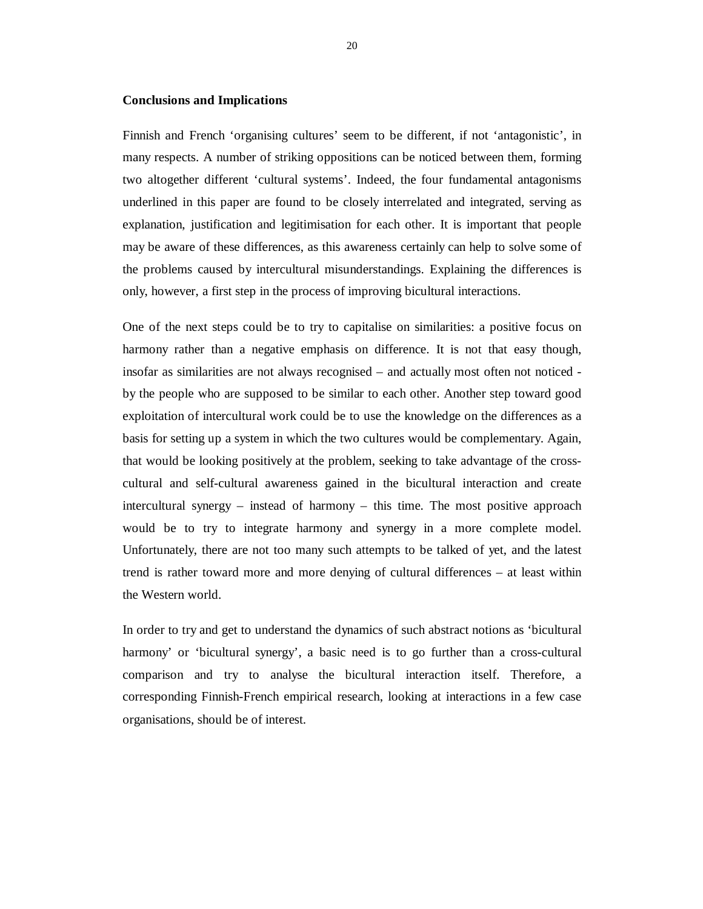## Conclusions and Implications

Finnish and French 'organising cultures' seem to be different, if not 'antagonistic', in many respects. A number of striking oppositions can be noticed between them, forming two altogether different 'cultural systems'. Indeed, the four fundamental antagonisms underlined in this paper are found to be closely interrelated and integrated, serving as explanation, justification and legitimisation for each other. It is important that people may be aware of these differences, as this awareness certainly can help to solve some of the problems caused by intercultural misunderstandings. Explaining the differences is only, however, a first step in the process of improving bicultural interactions.

One of the next steps could be to try to capitalise on similarities: a positive focus on harmony rather than a negative emphasis on difference. It is not that easy though, insofar as similarities are not always recognised – and actually most often not noticed - by the people who are supposed to be similar to each other. Another step toward good exploitation of intercultural work could be to use the knowledge on the differences as a basis for setting up a system in which the two cultures would be complementary. Again, that would be looking positively at the problem, seeking to take advantage of the cross-cultural and self-cultural awareness gained in the bicultural interaction and create intercultural synergy – instead of harmony – this time. The most positive approach would be to try to integrate harmony and synergy in a more complete model. Unfortunately, there are not too many such attempts to be talked of yet, and the latest trend is rather toward more and more denying of cultural differences – at least within the Western world.

In order to try and get to understand the dynamics of such abstract notions as 'bicultural harmony' or 'bicultural synergy', a basic need is to go further than a cross-cultural comparison and try to analyse the bicultural interaction itself. Therefore, a corresponding Finnish-French empirical research, looking at interactions in a few case organisations, should be of interest.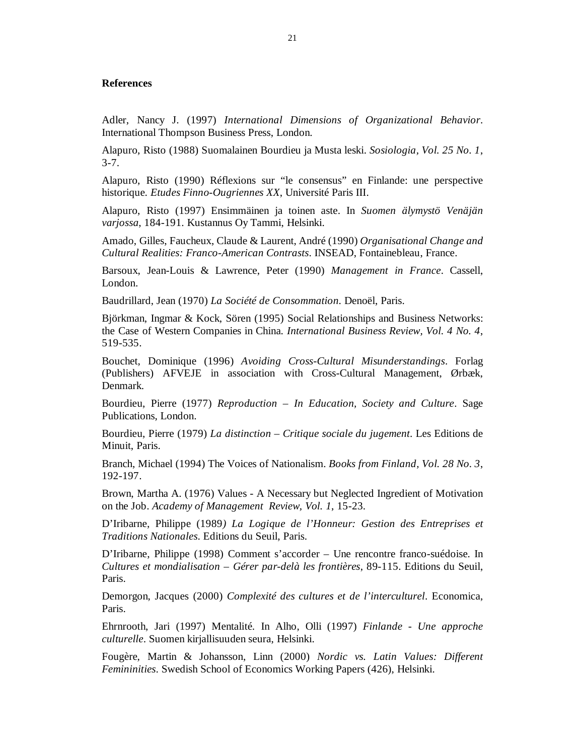## References

Adler, Nancy J. (1997) *International Dimensions of Organizational Behavior*. International Thompson Business Press, London.

Alapuro, Risto (1988) Suomalainen Bourdieu ja Musta leski. *Sosiologia, Vol. 25 No. 1*, 3-7.

Alapuro, Risto (1990) Réflexions sur "le consensus" en Finlande: une perspective historique. *Etudes Finno-Ougriennes XX*, Université Paris III.

Alapuro, Risto (1997) Ensimmäinen ja toinen aste. In *Suomen älymystö Venäjän varjossa*, 184-191. Kustannus Oy Tammi, Helsinki.

Amado, Gilles, Faucheux, Claude & Laurent, André (1990) *Organisational Change and Cultural Realities: Franco-American Contrasts*. INSEAD, Fontainebleau, France.

Barsoux, Jean-Louis & Lawrence, Peter (1990) *Management in France*. Cassell, London.

Baudrillard, Jean (1970) *La Société de Consommation*. Denoël, Paris.

Björkman, Ingmar & Kock, Sören (1995) Social Relationships and Business Networks: the Case of Western Companies in China. *International Business Review, Vol. 4 No. 4*, 519-535.

Bouchet, Dominique (1996) *Avoiding Cross-Cultural Misunderstandings*. Forlag (Publishers) AFVEJE in association with Cross-Cultural Management, Ørbæk, Denmark.

Bourdieu, Pierre (1977) *Reproduction – In Education, Society and Culture*. Sage Publications, London.

Bourdieu, Pierre (1979) *La distinction – Critique sociale du jugement*. Les Editions de Minuit, Paris.

Branch, Michael (1994) The Voices of Nationalism. *Books from Finland, Vol. 28 No. 3*, 192-197.

Brown, Martha A. (1976) Values - A Necessary but Neglected Ingredient of Motivation on the Job. *Academy of Management Review, Vol. 1*, 15-23.

D'Iribarne, Philippe (1989*) La Logique de l'Honneur: Gestion des Entreprises et Traditions Nationales*. Editions du Seuil, Paris.

D'Iribarne, Philippe (1998) Comment s'accorder – Une rencontre franco-suédoise. In *Cultures et mondialisation – Gérer par-delà les frontières*, 89-115. Editions du Seuil, Paris.

Demorgon, Jacques (2000) *Complexité des cultures et de l'interculturel*. Economica, Paris.

Ehrnrooth, Jari (1997) Mentalité. In Alho, Olli (1997) *Finlande - Une approche culturelle*. Suomen kirjallisuuden seura, Helsinki.

Fougère, Martin & Johansson, Linn (2000) *Nordic vs. Latin Values: Different Femininities*. Swedish School of Economics Working Papers (426), Helsinki.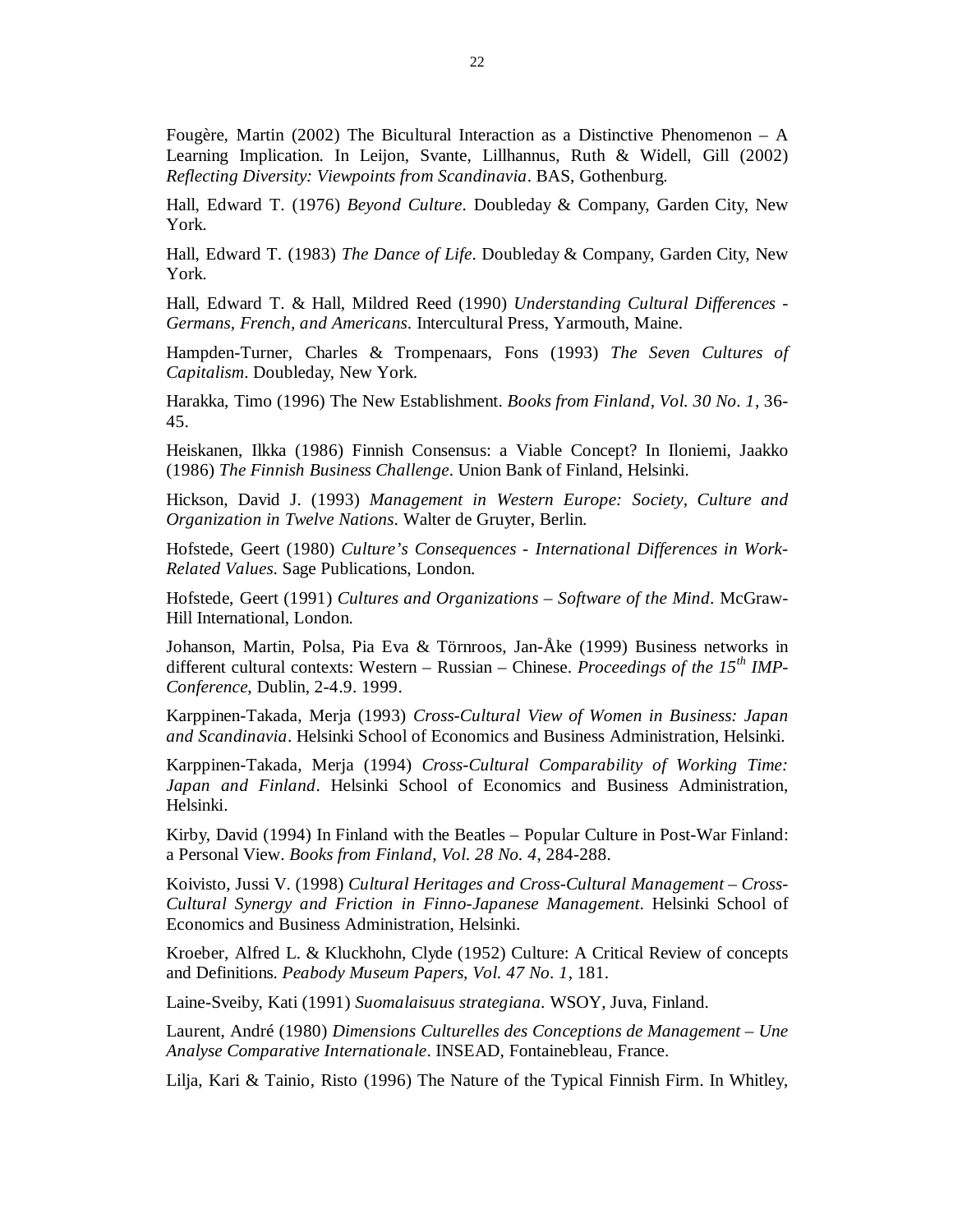Fougère, Martin (2002) The Bicultural Interaction as a Distinctive Phenomenon – A Learning Implication. In Leijon, Svante, Lillhannus, Ruth & Widell, Gill (2002) *Reflecting Diversity: Viewpoints from Scandinavia*. BAS, Gothenburg.

Hall, Edward T. (1976) *Beyond Culture*. Doubleday & Company, Garden City, New York.

Hall, Edward T. (1983) *The Dance of Life*. Doubleday & Company, Garden City, New York.

Hall, Edward T. & Hall, Mildred Reed (1990) *Understanding Cultural Differences - Germans, French, and Americans*. Intercultural Press, Yarmouth, Maine.

Hampden-Turner, Charles & Trompenaars, Fons (1993) *The Seven Cultures of Capitalism*. Doubleday, New York.

Harakka, Timo (1996) The New Establishment. *Books from Finland, Vol. 30 No. 1*, 36-45.

Heiskanen, Ilkka (1986) Finnish Consensus: a Viable Concept? In Iloniemi, Jaakko (1986) *The Finnish Business Challenge*. Union Bank of Finland, Helsinki.

Hickson, David J. (1993) *Management in Western Europe: Society, Culture and Organization in Twelve Nations*. Walter de Gruyter, Berlin.

Hofstede, Geert (1980) *Culture's Consequences - International Differences in Work-Related Values*. Sage Publications, London.

Hofstede, Geert (1991) *Cultures and Organizations – Software of the Mind*. McGraw-Hill International, London.

Johanson, Martin, Polsa, Pia Eva & Törnroos, Jan-Åke (1999) Business networks in different cultural contexts: Western – Russian – Chinese. *Proceedings of the 15th IMP-Conference*, Dublin, 2-4.9. 1999.

Karppinen-Takada, Merja (1993) *Cross-Cultural View of Women in Business: Japan and Scandinavia*. Helsinki School of Economics and Business Administration, Helsinki.

Karppinen-Takada, Merja (1994) *Cross-Cultural Comparability of Working Time: Japan and Finland*. Helsinki School of Economics and Business Administration, Helsinki.

Kirby, David (1994) In Finland with the Beatles – Popular Culture in Post-War Finland: a Personal View. *Books from Finland, Vol. 28 No. 4*, 284-288.

Koivisto, Jussi V. (1998) *Cultural Heritages and Cross-Cultural Management – Cross-Cultural Synergy and Friction in Finno-Japanese Management*. Helsinki School of Economics and Business Administration, Helsinki.

Kroeber, Alfred L. & Kluckhohn, Clyde (1952) Culture: A Critical Review of concepts and Definitions. *Peabody Museum Papers, Vol. 47 No. 1*, 181.

Laine-Sveiby, Kati (1991) *Suomalaisuus strategiana*. WSOY, Juva, Finland.

Laurent, André (1980) *Dimensions Culturelles des Conceptions de Management – Une Analyse Comparative Internationale*. INSEAD, Fontainebleau, France.

Lilja, Kari & Tainio, Risto (1996) The Nature of the Typical Finnish Firm. In Whitley,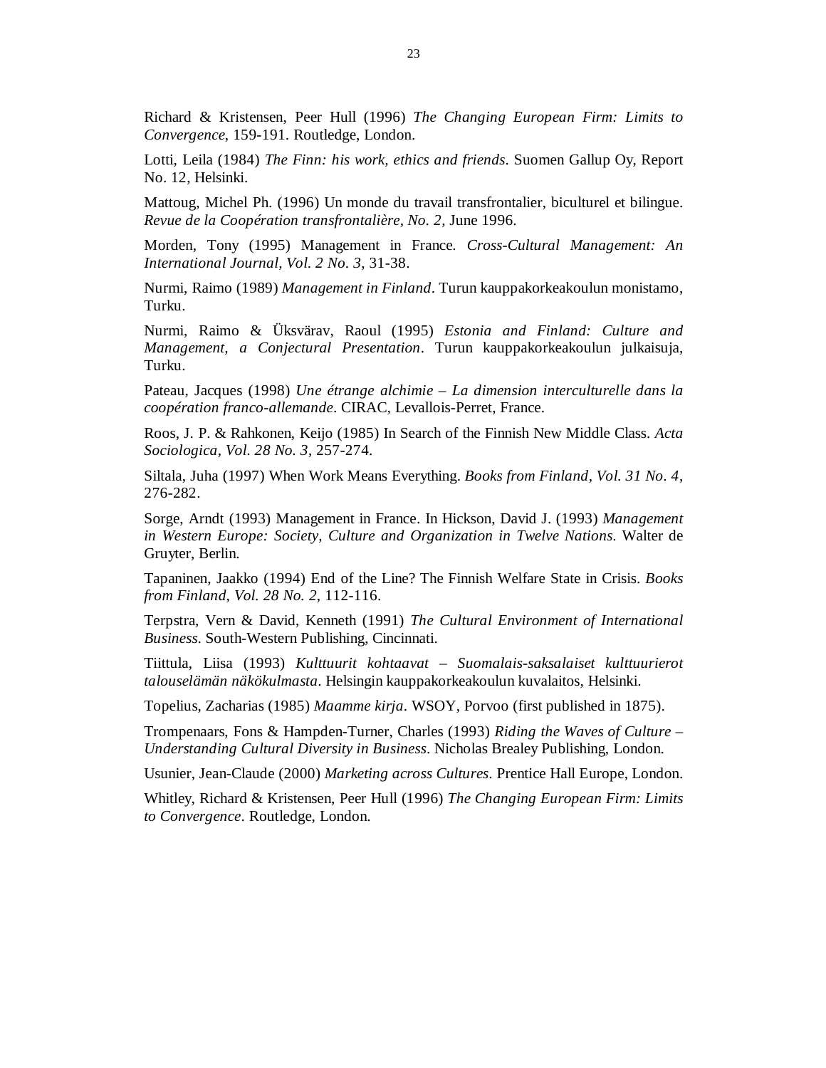Richard & Kristensen, Peer Hull (1996) *The Changing European Firm: Limits to Convergence*, 159-191. Routledge, London.

Lotti, Leila (1984) *The Finn: his work, ethics and friends*. Suomen Gallup Oy, Report No. 12, Helsinki.

Mattoug, Michel Ph. (1996) Un monde du travail transfrontalier, biculturel et bilingue. *Revue de la Coopération transfrontalière, No. 2*, June 1996.

Morden, Tony (1995) Management in France. *Cross-Cultural Management: An International Journal, Vol. 2 No. 3*, 31-38.

Nurmi, Raimo (1989) *Management in Finland*. Turun kauppakorkeakoulun monistamo, Turku.

Nurmi, Raimo & Üksvärav, Raoul (1995) *Estonia and Finland: Culture and Management, a Conjectural Presentation*. Turun kauppakorkeakoulun julkaisuja, Turku.

Pateau, Jacques (1998) *Une étrange alchimie – La dimension interculturelle dans la coopération franco-allemande*. CIRAC, Levallois-Perret, France.

Roos, J. P. & Rahkonen, Keijo (1985) In Search of the Finnish New Middle Class. *Acta Sociologica, Vol. 28 No. 3*, 257-274.

Siltala, Juha (1997) When Work Means Everything. *Books from Finland, Vol. 31 No. 4*, 276-282.

Sorge, Arndt (1993) Management in France. In Hickson, David J. (1993) *Management in Western Europe: Society, Culture and Organization in Twelve Nations*. Walter de Gruyter, Berlin.

Tapaninen, Jaakko (1994) End of the Line? The Finnish Welfare State in Crisis. *Books from Finland, Vol. 28 No. 2*, 112-116.

Terpstra, Vern & David, Kenneth (1991) *The Cultural Environment of International Business*. South-Western Publishing, Cincinnati.

Tiittula, Liisa (1993) *Kulttuurit kohtaavat – Suomalais-saksalaiset kulttuurierot talouselämän näkökulmasta*. Helsingin kauppakorkeakoulun kuvalaitos, Helsinki.

Topelius, Zacharias (1985) *Maamme kirja*. WSOY, Porvoo (first published in 1875).

Trompenaars, Fons & Hampden-Turner, Charles (1993) *Riding the Waves of Culture – Understanding Cultural Diversity in Business*. Nicholas Brealey Publishing, London.

Usunier, Jean-Claude (2000) *Marketing across Cultures*. Prentice Hall Europe, London.

Whitley, Richard & Kristensen, Peer Hull (1996) *The Changing European Firm: Limits to Convergence*. Routledge, London.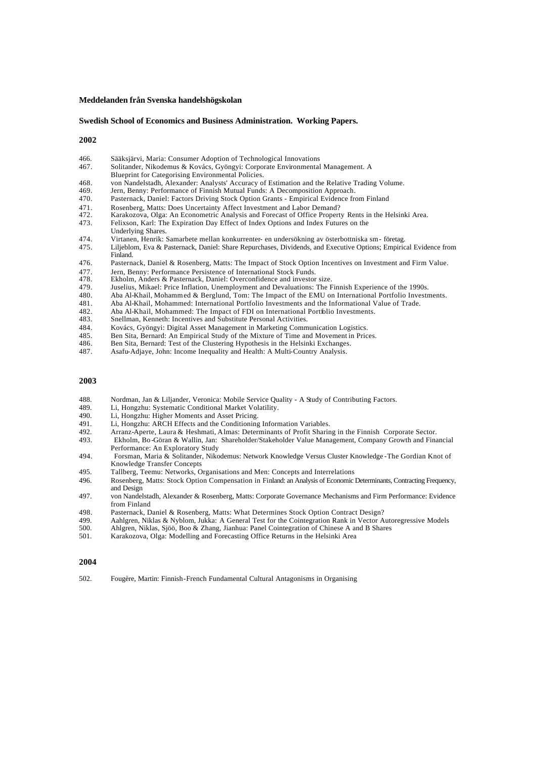**Meddelanden från Svenska handelshögskolan**

**Swedish School of Economics and Business Administration. Working Papers.**

**2002**

466. Sääksjärvi, Maria: Consumer Adoption of Technological Innovations
467. Solitander, Nikodemus & Kovács, Gyöngyi: Corporate Environmental Management. A Blueprint for Categorising Environmental Policies.
468. von Nandelstadh, Alexander: Analysts' Accuracy of Estimation and the Relative Trading Volume.
469. Jern, Benny: Performance of Finnish Mutual Funds: A Decomposition Approach.
470. Pasternack, Daniel: Factors Driving Stock Option Grants - Empirical Evidence from Finland
471. Rosenberg, Matts: Does Uncertainty Affect Investment and Labor Demand?
472. Karakozova, Olga: An Econometric Analysis and Forecast of Office Property Rents in the Helsinki Area.
473. Felixson, Karl: The Expiration Day Effect of Index Options and Index Futures on the Underlying Shares.
474. Virtanen, Henrik: Samarbete mellan konkurrenter- en undersökning av österbottniska sm- företag.
475. Liljeblom, Eva & Pasternack, Daniel: Share Repurchases, Dividends, and Executive Options; Empirical Evidence from Finland.
476. Pasternack, Daniel & Rosenberg, Matts: The Impact of Stock Option Incentives on Investment and Firm Value.
477. Jern, Benny: Performance Persistence of International Stock Funds.
478. Ekholm, Anders & Pasternack, Daniel: Overconfidence and investor size.
479. Juselius, Mikael: Price Inflation, Unemployment and Devaluations: The Finnish Experience of the 1990s.
480. Aba Al-Khail, Mohammed & Berglund, Tom: The Impact of the EMU on International Portfolio Investments.
481. Aba Al-Khail, Mohammed: International Portfolio Investments and the Informational Value of Trade.
482. Aba Al-Khail, Mohammed: The Impact of FDI on International Portfolio Investments.
483. Snellman, Kenneth: Incentives and Substitute Personal Activities.
484. Kovács, Gyöngyi: Digital Asset Management in Marketing Communication Logistics.
485. Ben Sita, Bernard: An Empirical Study of the Mixture of Time and Movement in Prices.
486. Ben Sita, Bernard: Test of the Clustering Hypothesis in the Helsinki Exchanges.
487. Asafu-Adjaye, John: Income Inequality and Health: A Multi-Country Analysis.

**2003**

488. Nordman, Jan & Liljander, Veronica: Mobile Service Quality - A Study of Contributing Factors.
489. Li, Hongzhu: Systematic Conditional Market Volatility.
490. Li, Hongzhu: Higher Moments and Asset Pricing.
491. Li, Hongzhu: ARCH Effects and the Conditioning Information Variables.
492. Arranz-Aperte, Laura & Heshmati, Almas: Determinants of Profit Sharing in the Finnish Corporate Sector.
493. Ekholm, Bo-Göran & Wallin, Jan: Shareholder/Stakeholder Value Management, Company Growth and Financial Performance: An Exploratory Study
494. Forsman, Maria & Solitander, Nikodemus: Network Knowledge Versus Cluster Knowledge -The Gordian Knot of Knowledge Transfer Concepts
495. Tallberg, Teemu: Networks, Organisations and Men: Concepts and Interrelations
496. Rosenberg, Matts: Stock Option Compensation in Finland: an Analysis of Economic Determinants, Contracting Frequency, and Design
497. von Nandelstadh, Alexander & Rosenberg, Matts: Corporate Governance Mechanisms and Firm Performance: Evidence from Finland
498. Pasternack, Daniel & Rosenberg, Matts: What Determines Stock Option Contract Design?
499. Aahlgren, Niklas & Nyblom, Jukka: A General Test for the Cointegration Rank in Vector Autoregressive Models
500. Ahlgren, Niklas, Sjöö, Boo & Zhang, Jianhua: Panel Cointegration of Chinese A and B Shares
501. Karakozova, Olga: Modelling and Forecasting Office Returns in the Helsinki Area

**2004**

502. Fougère, Martin: Finnish-French Fundamental Cultural Antagonisms in Organising